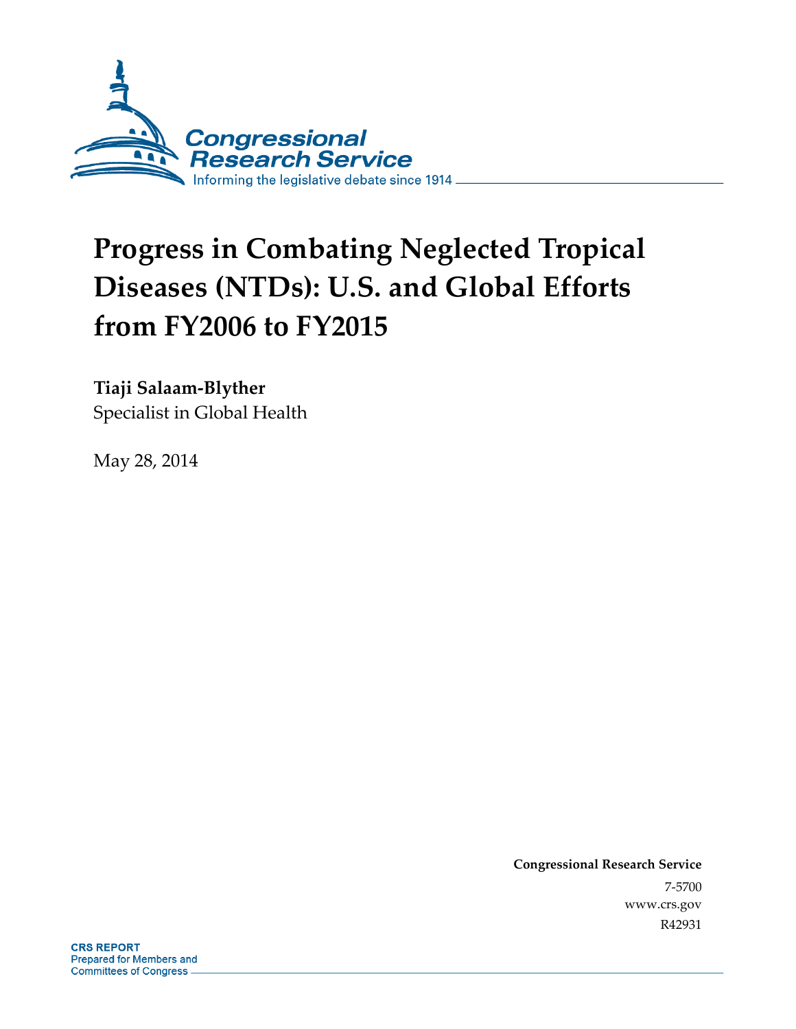Congressional Research Service

Informing the legislative debate since 1914

# Progress in Combating Neglected Tropical Diseases (NTDs): U.S. and Global Efforts from FY2006 to FY2015

**Tiaji Salaam-Blyther**
Specialist in Global Health

May 28, 2014

**Congressional Research Service**
7-5700
www.crs.gov
R42931

**CRS REPORT**
Prepared for Members and
Committees of Congress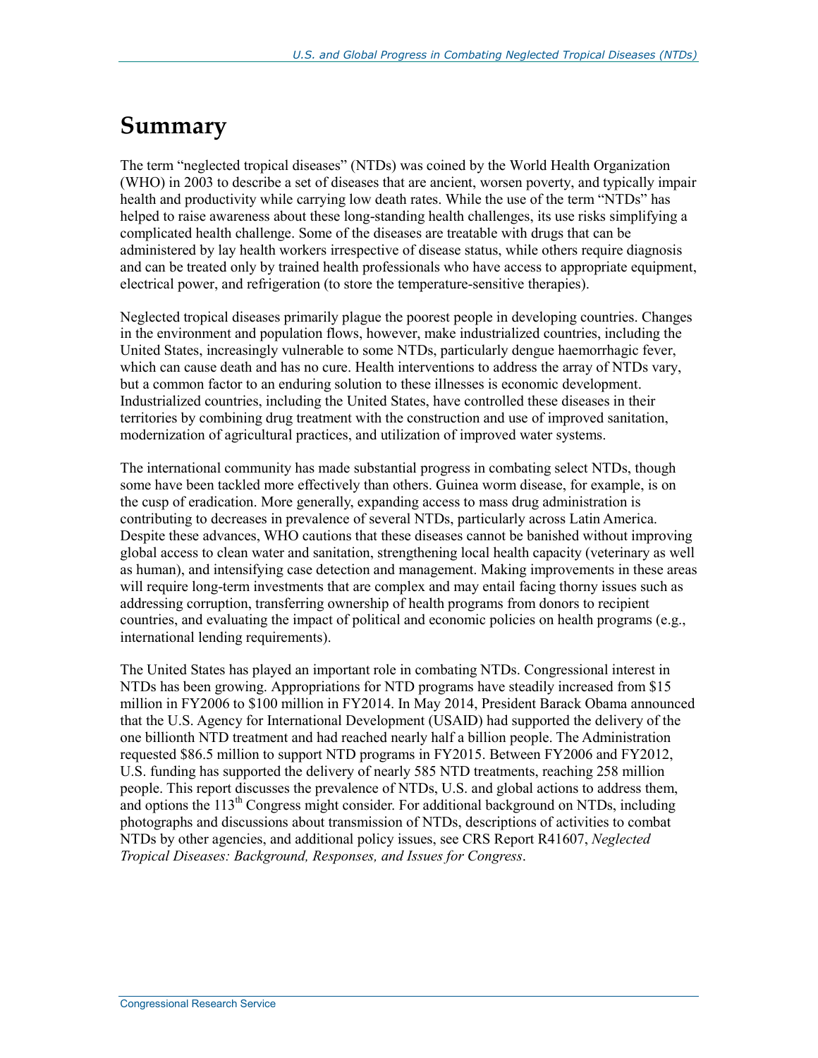# Summary

The term "neglected tropical diseases" (NTDs) was coined by the World Health Organization (WHO) in 2003 to describe a set of diseases that are ancient, worsen poverty, and typically impair health and productivity while carrying low death rates. While the use of the term "NTDs" has helped to raise awareness about these long-standing health challenges, its use risks simplifying a complicated health challenge. Some of the diseases are treatable with drugs that can be administered by lay health workers irrespective of disease status, while others require diagnosis and can be treated only by trained health professionals who have access to appropriate equipment, electrical power, and refrigeration (to store the temperature-sensitive therapies).

Neglected tropical diseases primarily plague the poorest people in developing countries. Changes in the environment and population flows, however, make industrialized countries, including the United States, increasingly vulnerable to some NTDs, particularly dengue haemorrhagic fever, which can cause death and has no cure. Health interventions to address the array of NTDs vary, but a common factor to an enduring solution to these illnesses is economic development. Industrialized countries, including the United States, have controlled these diseases in their territories by combining drug treatment with the construction and use of improved sanitation, modernization of agricultural practices, and utilization of improved water systems.

The international community has made substantial progress in combating select NTDs, though some have been tackled more effectively than others. Guinea worm disease, for example, is on the cusp of eradication. More generally, expanding access to mass drug administration is contributing to decreases in prevalence of several NTDs, particularly across Latin America. Despite these advances, WHO cautions that these diseases cannot be banished without improving global access to clean water and sanitation, strengthening local health capacity (veterinary as well as human), and intensifying case detection and management. Making improvements in these areas will require long-term investments that are complex and may entail facing thorny issues such as addressing corruption, transferring ownership of health programs from donors to recipient countries, and evaluating the impact of political and economic policies on health programs (e.g., international lending requirements).

The United States has played an important role in combating NTDs. Congressional interest in NTDs has been growing. Appropriations for NTD programs have steadily increased from $15 million in FY2006 to $100 million in FY2014. In May 2014, President Barack Obama announced that the U.S. Agency for International Development (USAID) had supported the delivery of the one billionth NTD treatment and had reached nearly half a billion people. The Administration requested $86.5 million to support NTD programs in FY2015. Between FY2006 and FY2012, U.S. funding has supported the delivery of nearly 585 NTD treatments, reaching 258 million people. This report discusses the prevalence of NTDs, U.S. and global actions to address them, and options the 113th Congress might consider. For additional background on NTDs, including photographs and discussions about transmission of NTDs, descriptions of activities to combat NTDs by other agencies, and additional policy issues, see CRS Report R41607, *Neglected Tropical Diseases: Background, Responses, and Issues for Congress*.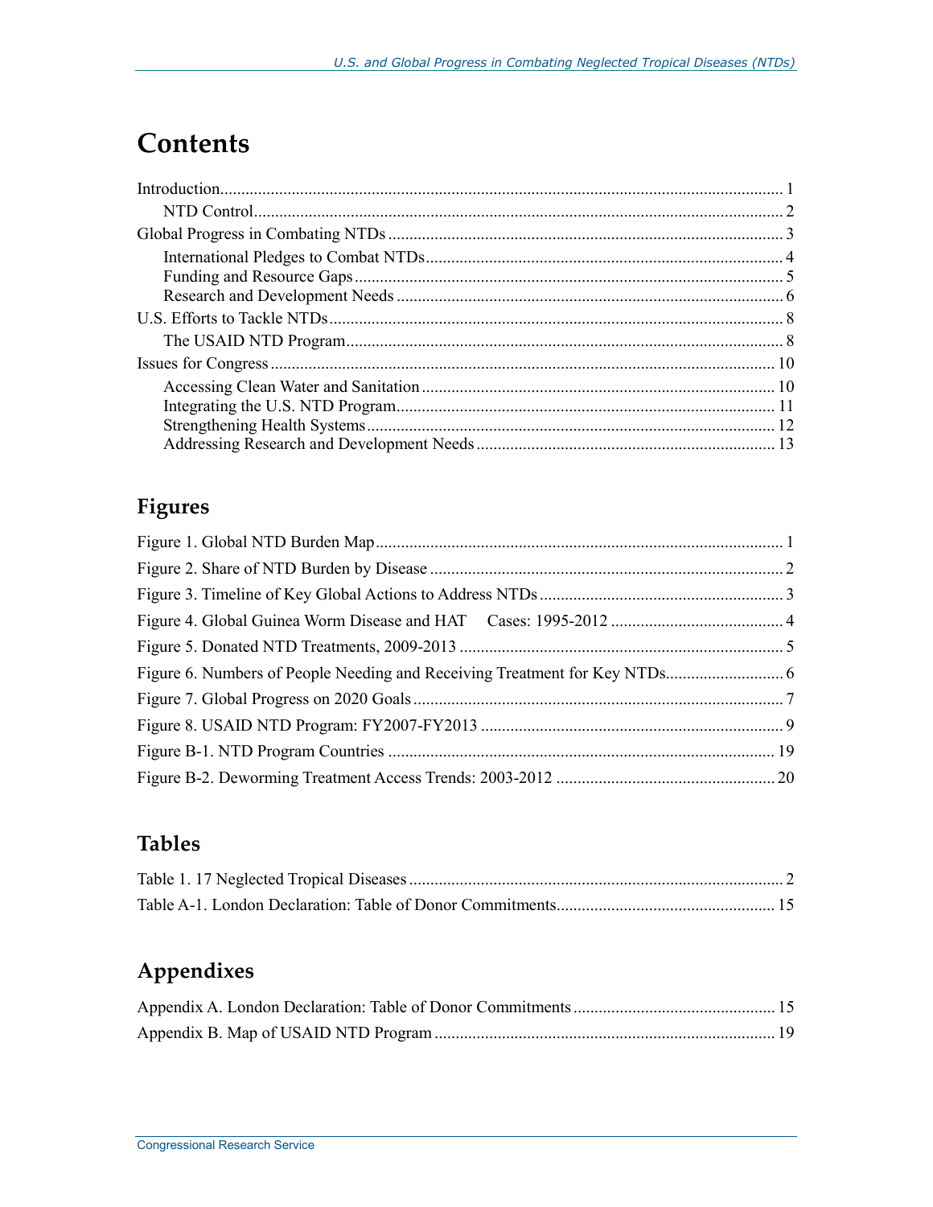# Contents

Introduction ..... 1
- NTD Control ..... 2

Global Progress in Combating NTDs ..... 3
- International Pledges to Combat NTDs ..... 4
- Funding and Resource Gaps ..... 5
- Research and Development Needs ..... 6

U.S. Efforts to Tackle NTDs ..... 8
- The USAID NTD Program ..... 8

Issues for Congress ..... 10
- Accessing Clean Water and Sanitation ..... 10
- Integrating the U.S. NTD Program ..... 11
- Strengthening Health Systems ..... 12
- Addressing Research and Development Needs ..... 13

## Figures

Figure 1. Global NTD Burden Map ..... 1
Figure 2. Share of NTD Burden by Disease ..... 2
Figure 3. Timeline of Key Global Actions to Address NTDs ..... 3
Figure 4. Global Guinea Worm Disease and HAT Cases: 1995-2012 ..... 4
Figure 5. Donated NTD Treatments, 2009-2013 ..... 5
Figure 6. Numbers of People Needing and Receiving Treatment for Key NTDs ..... 6
Figure 7. Global Progress on 2020 Goals ..... 7
Figure 8. USAID NTD Program: FY2007-FY2013 ..... 9
Figure B-1. NTD Program Countries ..... 19
Figure B-2. Deworming Treatment Access Trends: 2003-2012 ..... 20

## Tables

Table 1. 17 Neglected Tropical Diseases ..... 2
Table A-1. London Declaration: Table of Donor Commitments ..... 15

## Appendixes

Appendix A. London Declaration: Table of Donor Commitments ..... 15
Appendix B. Map of USAID NTD Program ..... 19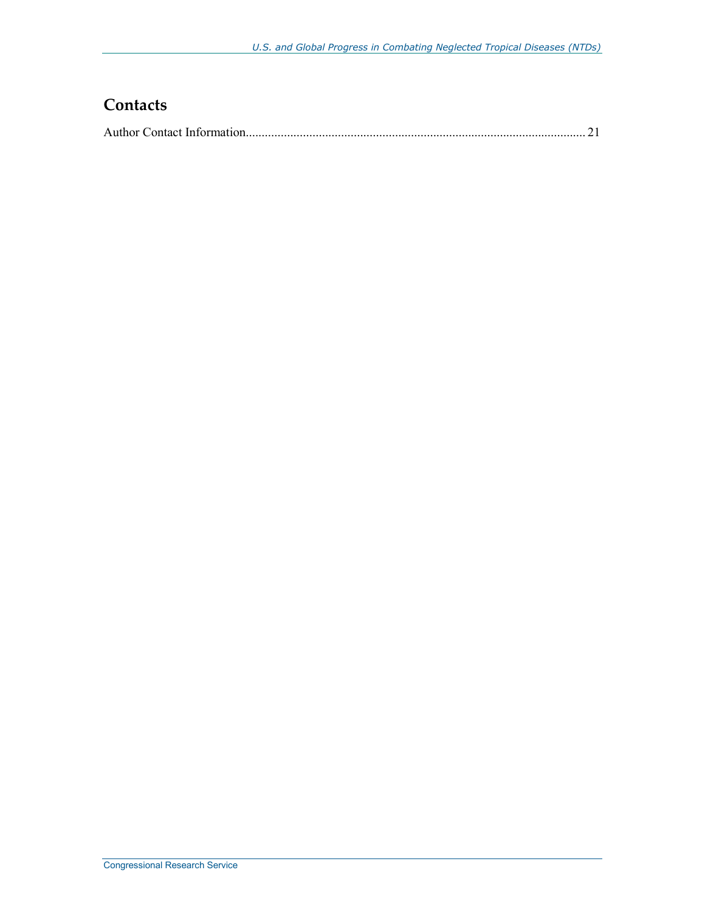## Contacts

Author Contact Information........................................................................................................... 21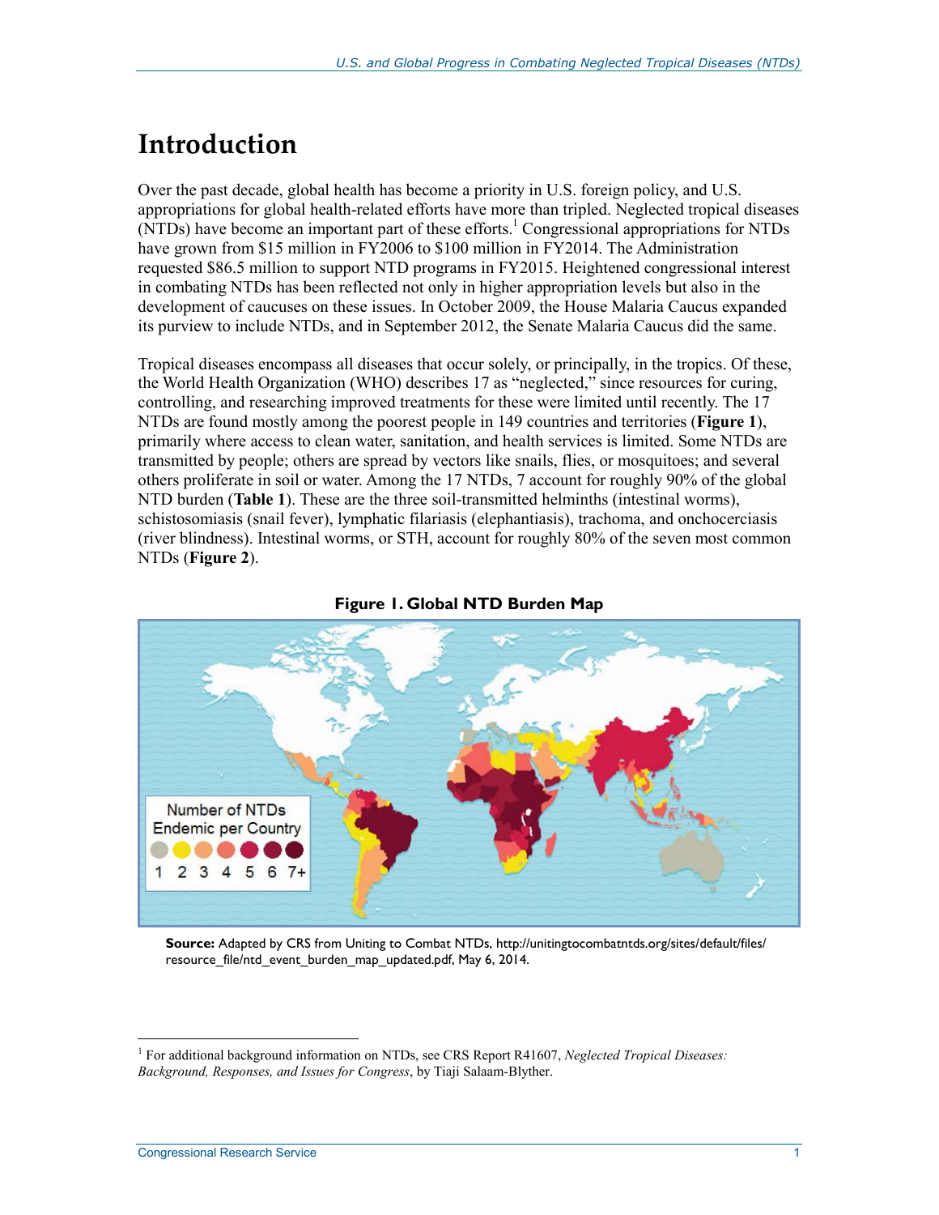# Introduction

Over the past decade, global health has become a priority in U.S. foreign policy, and U.S. appropriations for global health-related efforts have more than tripled. Neglected tropical diseases (NTDs) have become an important part of these efforts.[1] Congressional appropriations for NTDs have grown from $15 million in FY2006 to $100 million in FY2014. The Administration requested $86.5 million to support NTD programs in FY2015. Heightened congressional interest in combating NTDs has been reflected not only in higher appropriation levels but also in the development of caucuses on these issues. In October 2009, the House Malaria Caucus expanded its purview to include NTDs, and in September 2012, the Senate Malaria Caucus did the same.

Tropical diseases encompass all diseases that occur solely, or principally, in the tropics. Of these, the World Health Organization (WHO) describes 17 as "neglected," since resources for curing, controlling, and researching improved treatments for these were limited until recently. The 17 NTDs are found mostly among the poorest people in 149 countries and territories (**Figure 1**), primarily where access to clean water, sanitation, and health services is limited. Some NTDs are transmitted by people; others are spread by vectors like snails, flies, or mosquitoes; and several others proliferate in soil or water. Among the 17 NTDs, 7 account for roughly 90% of the global NTD burden (**Table 1**). These are the three soil-transmitted helminths (intestinal worms), schistosomiasis (snail fever), lymphatic filariasis (elephantiasis), trachoma, and onchocerciasis (river blindness). Intestinal worms, or STH, account for roughly 80% of the seven most common NTDs (**Figure 2**).

**Figure 1. Global NTD Burden Map**

**Source:** Adapted by CRS from Uniting to Combat NTDs, http://unitingtocombatntds.org/sites/default/files/resource_file/ntd_event_burden_map_updated.pdf, May 6, 2014.

[1] For additional background information on NTDs, see CRS Report R41607, *Neglected Tropical Diseases: Background, Responses, and Issues for Congress*, by Tiaji Salaam-Blyther.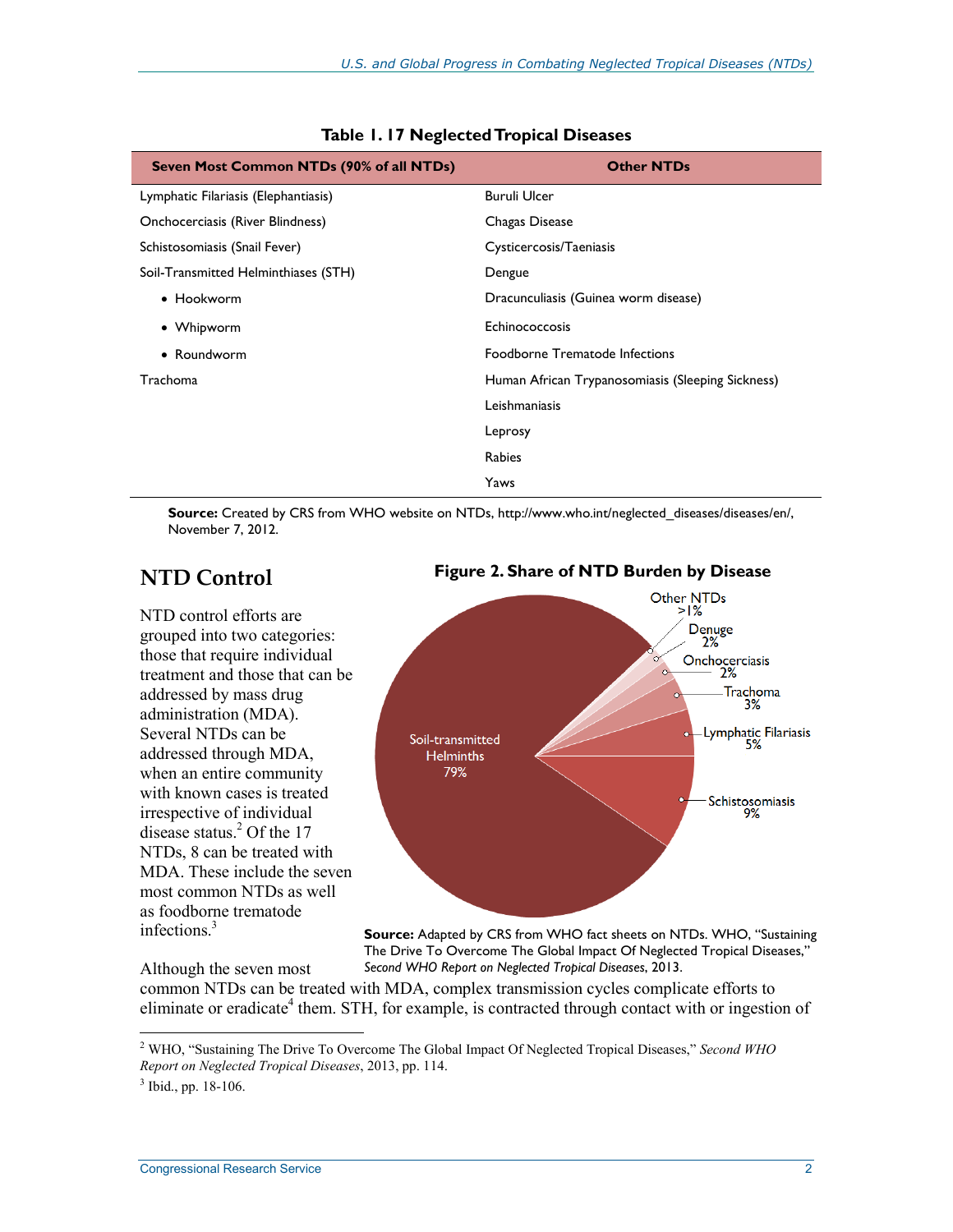**Table 1. 17 Neglected Tropical Diseases**

| Seven Most Common NTDs (90% of all NTDs) | Other NTDs |
| --- | --- |
| Lymphatic Filariasis (Elephantiasis) | Buruli Ulcer |
| Onchocerciasis (River Blindness) | Chagas Disease |
| Schistosomiasis (Snail Fever) | Cysticercosis/Taeniasis |
| Soil-Transmitted Helminthiases (STH) | Dengue |
| • Hookworm | Dracunculiasis (Guinea worm disease) |
| • Whipworm | Echinococcosis |
| • Roundworm | Foodborne Trematode Infections |
| Trachoma | Human African Trypanosomiasis (Sleeping Sickness) |
| | Leishmaniasis |
| | Leprosy |
| | Rabies |
| | Yaws |

**Source:** Created by CRS from WHO website on NTDs, http://www.who.int/neglected_diseases/diseases/en/, November 7, 2012.

## NTD Control

NTD control efforts are grouped into two categories: those that require individual treatment and those that can be addressed by mass drug administration (MDA). Several NTDs can be addressed through MDA, when an entire community with known cases is treated irrespective of individual disease status.[2] Of the 17 NTDs, 8 can be treated with MDA. These include the seven most common NTDs as well as foodborne trematode infections.[3]

**Figure 2. Share of NTD Burden by Disease**

| Disease | Share |
| --- | --- |
| Soil-transmitted Helminths | 79% |
| Schistosomiasis | 9% |
| Lymphatic Filariasis | 5% |
| Trachoma | 3% |
| Onchocerciasis | 2% |
| Denuge | 2% |
| Other NTDs | >1% |

**Source:** Adapted by CRS from WHO fact sheets on NTDs. WHO, "Sustaining The Drive To Overcome The Global Impact Of Neglected Tropical Diseases," *Second WHO Report on Neglected Tropical Diseases*, 2013.

Although the seven most common NTDs can be treated with MDA, complex transmission cycles complicate efforts to eliminate or eradicate[4] them. STH, for example, is contracted through contact with or ingestion of

[2] WHO, "Sustaining The Drive To Overcome The Global Impact Of Neglected Tropical Diseases," *Second WHO Report on Neglected Tropical Diseases*, 2013, pp. 114.

[3] Ibid., pp. 18-106.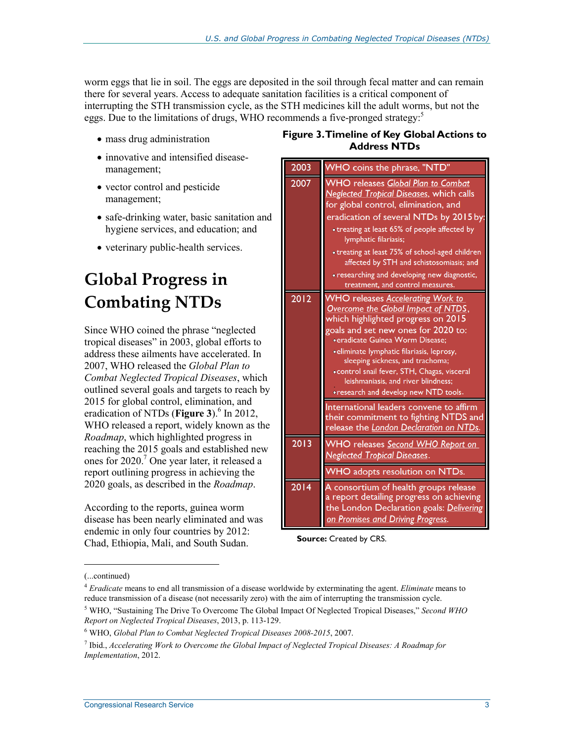worm eggs that lie in soil. The eggs are deposited in the soil through fecal matter and can remain there for several years. Access to adequate sanitation facilities is a critical component of interrupting the STH transmission cycle, as the STH medicines kill the adult worms, but not the eggs. Due to the limitations of drugs, WHO recommends a five-pronged strategy:[5]

- mass drug administration
- innovative and intensified disease-management;
- vector control and pesticide management;
- safe-drinking water, basic sanitation and hygiene services, and education; and
- veterinary public-health services.

# Global Progress in Combating NTDs

Since WHO coined the phrase "neglected tropical diseases" in 2003, global efforts to address these ailments have accelerated. In 2007, WHO released the *Global Plan to Combat Neglected Tropical Diseases*, which outlined several goals and targets to reach by 2015 for global control, elimination, and eradication of NTDs (**Figure 3**).[6] In 2012, WHO released a report, widely known as the *Roadmap*, which highlighted progress in reaching the 2015 goals and established new ones for 2020.[7] One year later, it released a report outlining progress in achieving the 2020 goals, as described in the *Roadmap*.

According to the reports, guinea worm disease has been nearly eliminated and was endemic in only four countries by 2012: Chad, Ethiopia, Mali, and South Sudan.

**Figure 3. Timeline of Key Global Actions to Address NTDs**

| Year | Action |
| --- | --- |
| 2003 | WHO coins the phrase, "NTD" |
| 2007 | WHO releases *Global Plan to Combat Neglected Tropical Diseases*, which calls for global control, elimination, and eradication of several NTDs by 2015 by: • treating at least 65% of people affected by lymphatic filariasis; • treating at least 75% of school-aged children affected by STH and schistosomiasis; and • researching and developing new diagnostic, treatment, and control measures. |
| 2012 | WHO releases *Accelerating Work to Overcome the Global Impact of NTDS*, which highlighted progress on 2015 goals and set new ones for 2020 to: • eradicate Guinea Worm Disease; • eliminate lymphatic filariasis, leprosy, sleeping sickness, and trachoma; • control snail fever, STH, Chagas, visceral leishmaniasis, and river blindness; • research and develop new NTD tools. |
| | International leaders convene to affirm their commitment to fighting NTDS and release the *London Declaration on NTDs*. |
| 2013 | WHO releases *Second WHO Report on Neglected Tropical Diseases*. |
| | WHO adopts resolution on NTDs. |
| 2014 | A consortium of health groups release a report detailing progress on achieving the London Declaration goals: *Delivering on Promises and Driving Progress*. |

**Source:** Created by CRS.

---

(...continued)

[4] *Eradicate* means to end all transmission of a disease worldwide by exterminating the agent. *Eliminate* means to reduce transmission of a disease (not necessarily zero) with the aim of interrupting the transmission cycle.

[5] WHO, "Sustaining The Drive To Overcome The Global Impact Of Neglected Tropical Diseases," *Second WHO Report on Neglected Tropical Diseases*, 2013, p. 113-129.

[6] WHO, *Global Plan to Combat Neglected Tropical Diseases 2008-2015*, 2007.

[7] Ibid., *Accelerating Work to Overcome the Global Impact of Neglected Tropical Diseases: A Roadmap for Implementation*, 2012.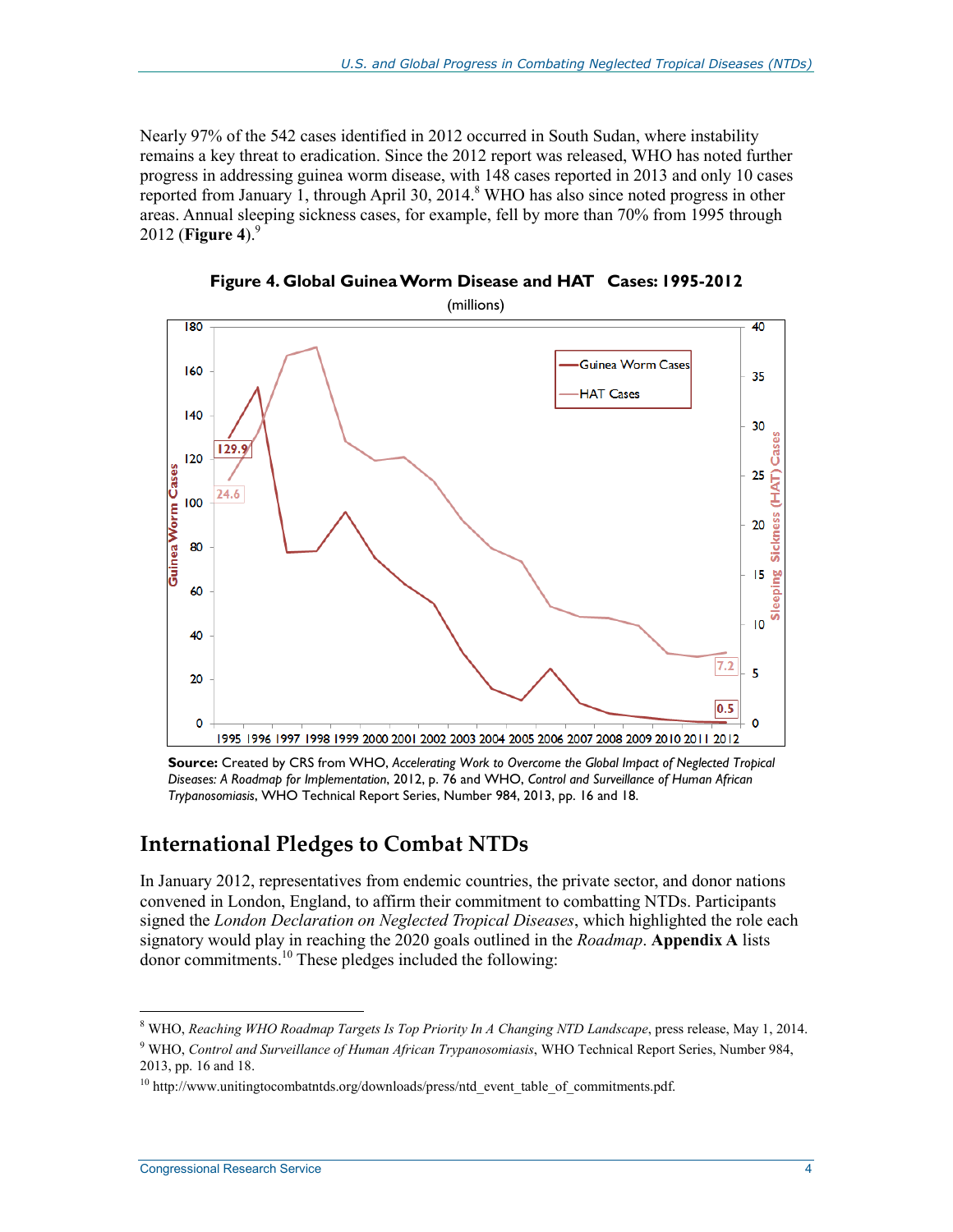Nearly 97% of the 542 cases identified in 2012 occurred in South Sudan, where instability remains a key threat to eradication. Since the 2012 report was released, WHO has noted further progress in addressing guinea worm disease, with 148 cases reported in 2013 and only 10 cases reported from January 1, through April 30, 2014.[8] WHO has also since noted progress in other areas. Annual sleeping sickness cases, for example, fell by more than 70% from 1995 through 2012 (**Figure 4**).[9]

**Figure 4. Global Guinea Worm Disease and HAT Cases: 1995-2012**

(millions)

**Source:** Created by CRS from WHO, *Accelerating Work to Overcome the Global Impact of Neglected Tropical Diseases: A Roadmap for Implementation*, 2012, p. 76 and WHO, *Control and Surveillance of Human African Trypanosomiasis*, WHO Technical Report Series, Number 984, 2013, pp. 16 and 18.

## International Pledges to Combat NTDs

In January 2012, representatives from endemic countries, the private sector, and donor nations convened in London, England, to affirm their commitment to combatting NTDs. Participants signed the *London Declaration on Neglected Tropical Diseases*, which highlighted the role each signatory would play in reaching the 2020 goals outlined in the *Roadmap*. **Appendix A** lists donor commitments.[10] These pledges included the following:

---

[8] WHO, *Reaching WHO Roadmap Targets Is Top Priority In A Changing NTD Landscape*, press release, May 1, 2014.

[9] WHO, *Control and Surveillance of Human African Trypanosomiasis*, WHO Technical Report Series, Number 984, 2013, pp. 16 and 18.

[10] http://www.unitingtocombatntds.org/downloads/press/ntd_event_table_of_commitments.pdf.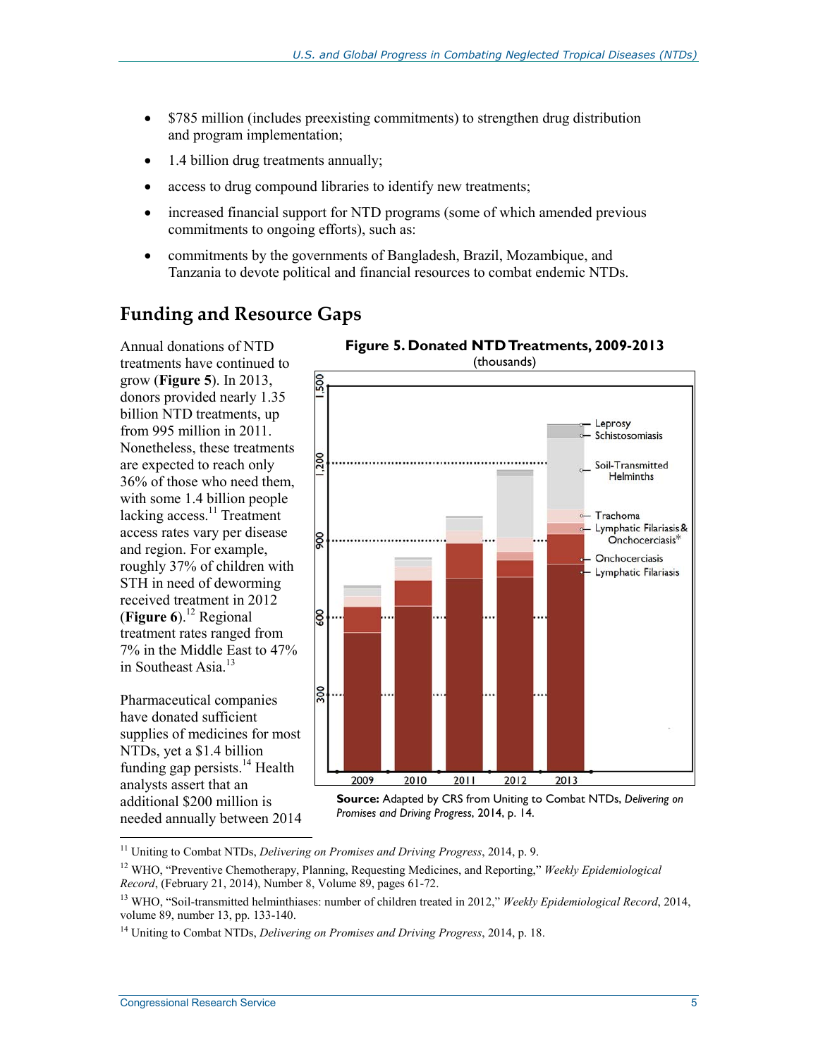- $785 million (includes preexisting commitments) to strengthen drug distribution and program implementation;
- 1.4 billion drug treatments annually;
- access to drug compound libraries to identify new treatments;
- increased financial support for NTD programs (some of which amended previous commitments to ongoing efforts), such as:
- commitments by the governments of Bangladesh, Brazil, Mozambique, and Tanzania to devote political and financial resources to combat endemic NTDs.

## Funding and Resource Gaps

Annual donations of NTD treatments have continued to grow (**Figure 5**). In 2013, donors provided nearly 1.35 billion NTD treatments, up from 995 million in 2011. Nonetheless, these treatments are expected to reach only 36% of those who need them, with some 1.4 billion people lacking access.[11] Treatment access rates vary per disease and region. For example, roughly 37% of children with STH in need of deworming received treatment in 2012 (**Figure 6**).[12] Regional treatment rates ranged from 7% in the Middle East to 47% in Southeast Asia.[13]

Pharmaceutical companies have donated sufficient supplies of medicines for most NTDs, yet a $1.4 billion funding gap persists.[14] Health analysts assert that an additional $200 million is needed annually between 2014

**Figure 5. Donated NTD Treatments, 2009-2013**

(thousands)

**Source:** Adapted by CRS from Uniting to Combat NTDs, *Delivering on Promises and Driving Progress*, 2014, p. 14.

---

[11] Uniting to Combat NTDs, *Delivering on Promises and Driving Progress*, 2014, p. 9.

[12] WHO, "Preventive Chemotherapy, Planning, Requesting Medicines, and Reporting," *Weekly Epidemiological Record*, (February 21, 2014), Number 8, Volume 89, pages 61-72.

[13] WHO, "Soil-transmitted helminthiases: number of children treated in 2012," *Weekly Epidemiological Record*, 2014, volume 89, number 13, pp. 133-140.

[14] Uniting to Combat NTDs, *Delivering on Promises and Driving Progress*, 2014, p. 18.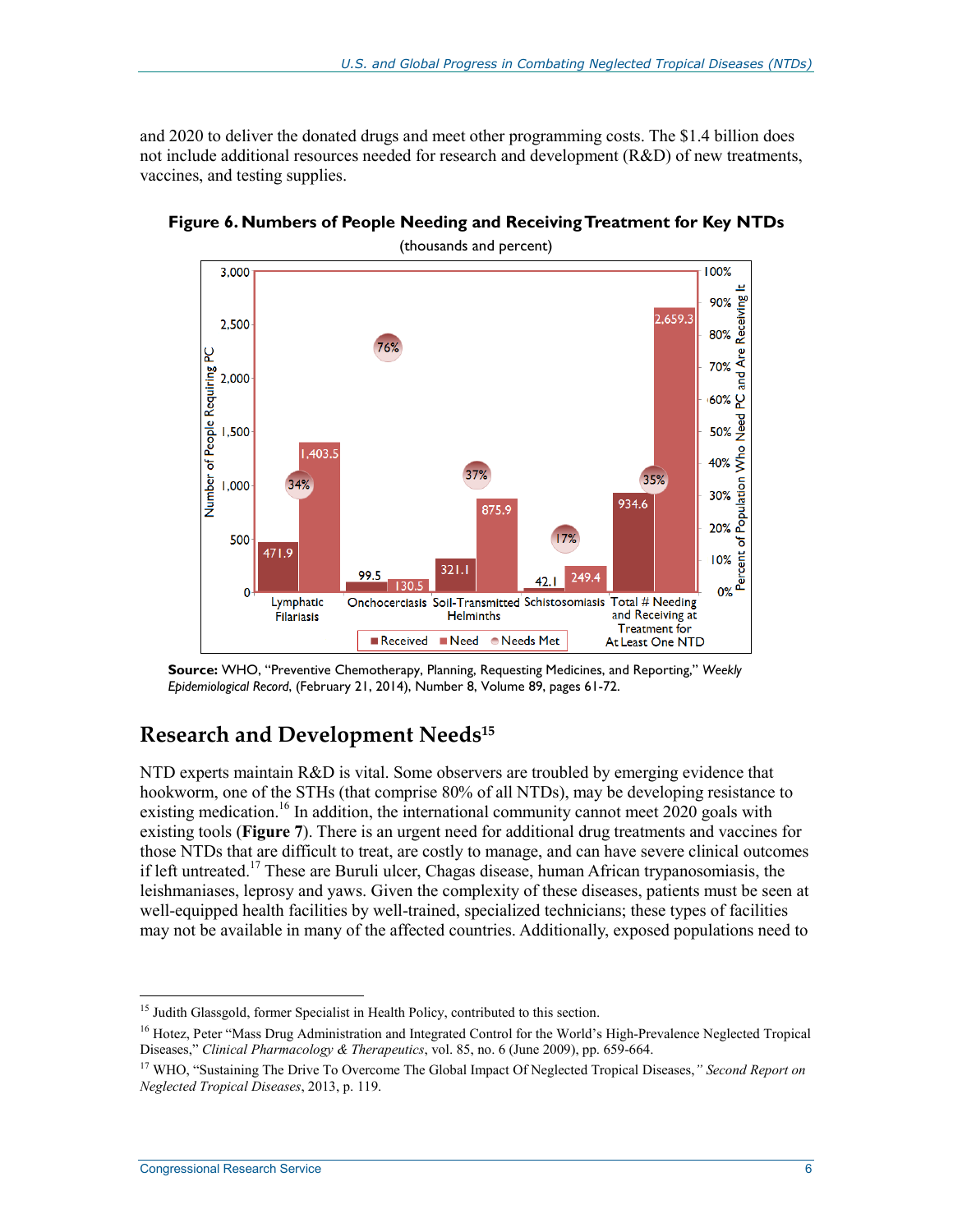and 2020 to deliver the donated drugs and meet other programming costs. The $1.4 billion does not include additional resources needed for research and development (R&D) of new treatments, vaccines, and testing supplies.

**Figure 6. Numbers of People Needing and Receiving Treatment for Key NTDs**

(thousands and percent)

| | Received | Need | Needs Met |
|---|---|---|---|
| Lymphatic Filariasis | 471.9 | 1,403.5 | 34% |
| Onchocerciasis | 99.5 | 130.5 | 76% |
| Soil-Transmitted Helminths | 321.1 | 875.9 | 37% |
| Schistosomiasis | 42.1 | 249.4 | 17% |
| Total # Needing and Receiving at Treatment for At Least One NTD | 934.6 | 2,659.3 | 35% |

**Source:** WHO, "Preventive Chemotherapy, Planning, Requesting Medicines, and Reporting," *Weekly Epidemiological Record*, (February 21, 2014), Number 8, Volume 89, pages 61-72.

## Research and Development Needs[15]

NTD experts maintain R&D is vital. Some observers are troubled by emerging evidence that hookworm, one of the STHs (that comprise 80% of all NTDs), may be developing resistance to existing medication.[16] In addition, the international community cannot meet 2020 goals with existing tools (**Figure 7**). There is an urgent need for additional drug treatments and vaccines for those NTDs that are difficult to treat, are costly to manage, and can have severe clinical outcomes if left untreated.[17] These are Buruli ulcer, Chagas disease, human African trypanosomiasis, the leishmaniases, leprosy and yaws. Given the complexity of these diseases, patients must be seen at well-equipped health facilities by well-trained, specialized technicians; these types of facilities may not be available in many of the affected countries. Additionally, exposed populations need to

---

[15] Judith Glassgold, former Specialist in Health Policy, contributed to this section.

[16] Hotez, Peter "Mass Drug Administration and Integrated Control for the World's High-Prevalence Neglected Tropical Diseases," *Clinical Pharmacology & Therapeutics*, vol. 85, no. 6 (June 2009), pp. 659-664.

[17] WHO, "Sustaining The Drive To Overcome The Global Impact Of Neglected Tropical Diseases," *Second Report on Neglected Tropical Diseases*, 2013, p. 119.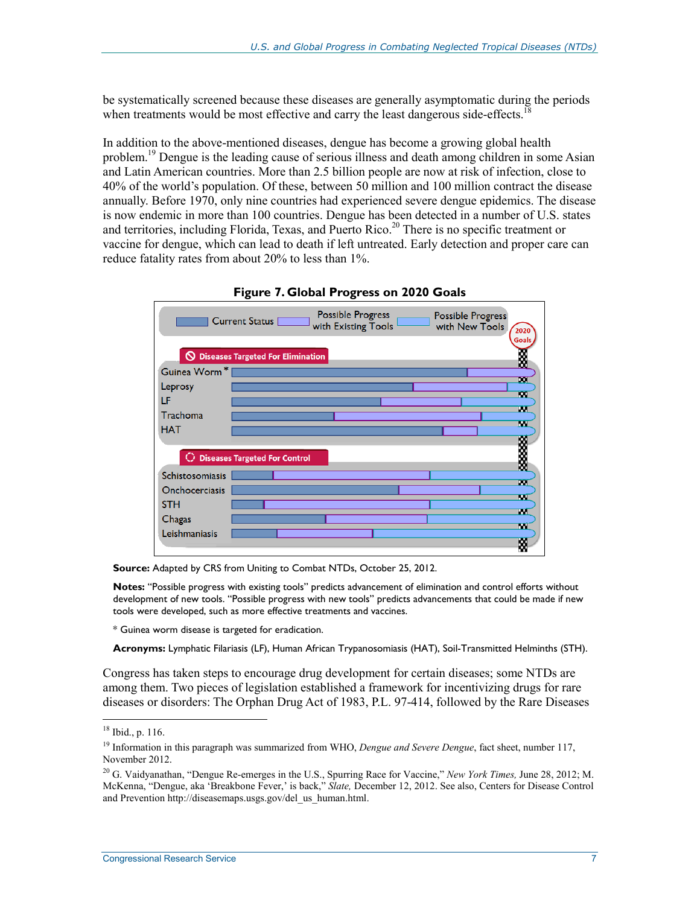be systematically screened because these diseases are generally asymptomatic during the periods when treatments would be most effective and carry the least dangerous side-effects.[18]

In addition to the above-mentioned diseases, dengue has become a growing global health problem.[19] Dengue is the leading cause of serious illness and death among children in some Asian and Latin American countries. More than 2.5 billion people are now at risk of infection, close to 40% of the world's population. Of these, between 50 million and 100 million contract the disease annually. Before 1970, only nine countries had experienced severe dengue epidemics. The disease is now endemic in more than 100 countries. Dengue has been detected in a number of U.S. states and territories, including Florida, Texas, and Puerto Rico.[20] There is no specific treatment or vaccine for dengue, which can lead to death if left untreated. Early detection and proper care can reduce fatality rates from about 20% to less than 1%.

**Figure 7. Global Progress on 2020 Goals**

Legend: Current Status | Possible Progress with Existing Tools | Possible Progress with New Tools | 2020 Goals

Diseases Targeted For Elimination: Guinea Worm*, Leprosy, LF, Trachoma, HAT

Diseases Targeted For Control: Schistosomiasis, Onchocerciasis, STH, Chagas, Leishmaniasis

**Source:** Adapted by CRS from Uniting to Combat NTDs, October 25, 2012.

**Notes:** "Possible progress with existing tools" predicts advancement of elimination and control efforts without development of new tools. "Possible progress with new tools" predicts advancements that could be made if new tools were developed, such as more effective treatments and vaccines.

* Guinea worm disease is targeted for eradication.

**Acronyms:** Lymphatic Filariasis (LF), Human African Trypanosomiasis (HAT), Soil-Transmitted Helminths (STH).

Congress has taken steps to encourage drug development for certain diseases; some NTDs are among them. Two pieces of legislation established a framework for incentivizing drugs for rare diseases or disorders: The Orphan Drug Act of 1983, P.L. 97-414, followed by the Rare Diseases

---

[18] Ibid., p. 116.

[19] Information in this paragraph was summarized from WHO, *Dengue and Severe Dengue*, fact sheet, number 117, November 2012.

[20] G. Vaidyanathan, "Dengue Re-emerges in the U.S., Spurring Race for Vaccine," *New York Times,* June 28, 2012; M. McKenna, "Dengue, aka 'Breakbone Fever,' is back," *Slate,* December 12, 2012. See also, Centers for Disease Control and Prevention http://diseasemaps.usgs.gov/del_us_human.html.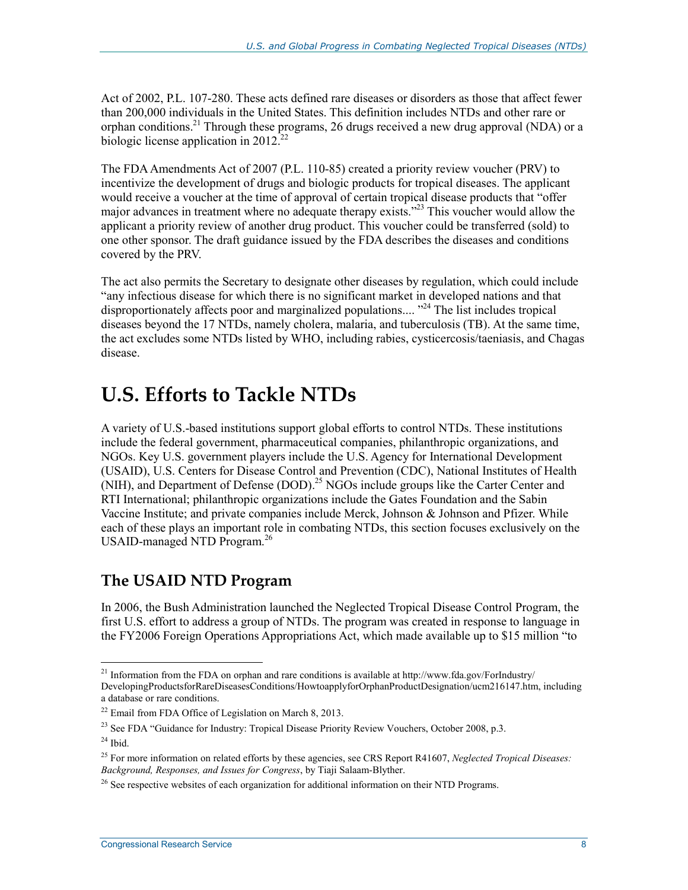Act of 2002, P.L. 107-280. These acts defined rare diseases or disorders as those that affect fewer than 200,000 individuals in the United States. This definition includes NTDs and other rare or orphan conditions.[21] Through these programs, 26 drugs received a new drug approval (NDA) or a biologic license application in 2012.[22]

The FDA Amendments Act of 2007 (P.L. 110-85) created a priority review voucher (PRV) to incentivize the development of drugs and biologic products for tropical diseases. The applicant would receive a voucher at the time of approval of certain tropical disease products that "offer major advances in treatment where no adequate therapy exists."[23] This voucher would allow the applicant a priority review of another drug product. This voucher could be transferred (sold) to one other sponsor. The draft guidance issued by the FDA describes the diseases and conditions covered by the PRV.

The act also permits the Secretary to designate other diseases by regulation, which could include "any infectious disease for which there is no significant market in developed nations and that disproportionately affects poor and marginalized populations.... "[24] The list includes tropical diseases beyond the 17 NTDs, namely cholera, malaria, and tuberculosis (TB). At the same time, the act excludes some NTDs listed by WHO, including rabies, cysticercosis/taeniasis, and Chagas disease.

# U.S. Efforts to Tackle NTDs

A variety of U.S.-based institutions support global efforts to control NTDs. These institutions include the federal government, pharmaceutical companies, philanthropic organizations, and NGOs. Key U.S. government players include the U.S. Agency for International Development (USAID), U.S. Centers for Disease Control and Prevention (CDC), National Institutes of Health (NIH), and Department of Defense (DOD).[25] NGOs include groups like the Carter Center and RTI International; philanthropic organizations include the Gates Foundation and the Sabin Vaccine Institute; and private companies include Merck, Johnson & Johnson and Pfizer. While each of these plays an important role in combating NTDs, this section focuses exclusively on the USAID-managed NTD Program.[26]

## The USAID NTD Program

In 2006, the Bush Administration launched the Neglected Tropical Disease Control Program, the first U.S. effort to address a group of NTDs. The program was created in response to language in the FY2006 Foreign Operations Appropriations Act, which made available up to $15 million "to

---

[21] Information from the FDA on orphan and rare conditions is available at http://www.fda.gov/ForIndustry/DevelopingProductsforRareDiseasesConditions/HowtoapplyforOrphanProductDesignation/ucm216147.htm, including a database or rare conditions.

[22] Email from FDA Office of Legislation on March 8, 2013.

[23] See FDA "Guidance for Industry: Tropical Disease Priority Review Vouchers, October 2008, p.3.

[24] Ibid.

[25] For more information on related efforts by these agencies, see CRS Report R41607, *Neglected Tropical Diseases: Background, Responses, and Issues for Congress*, by Tiaji Salaam-Blyther.

[26] See respective websites of each organization for additional information on their NTD Programs.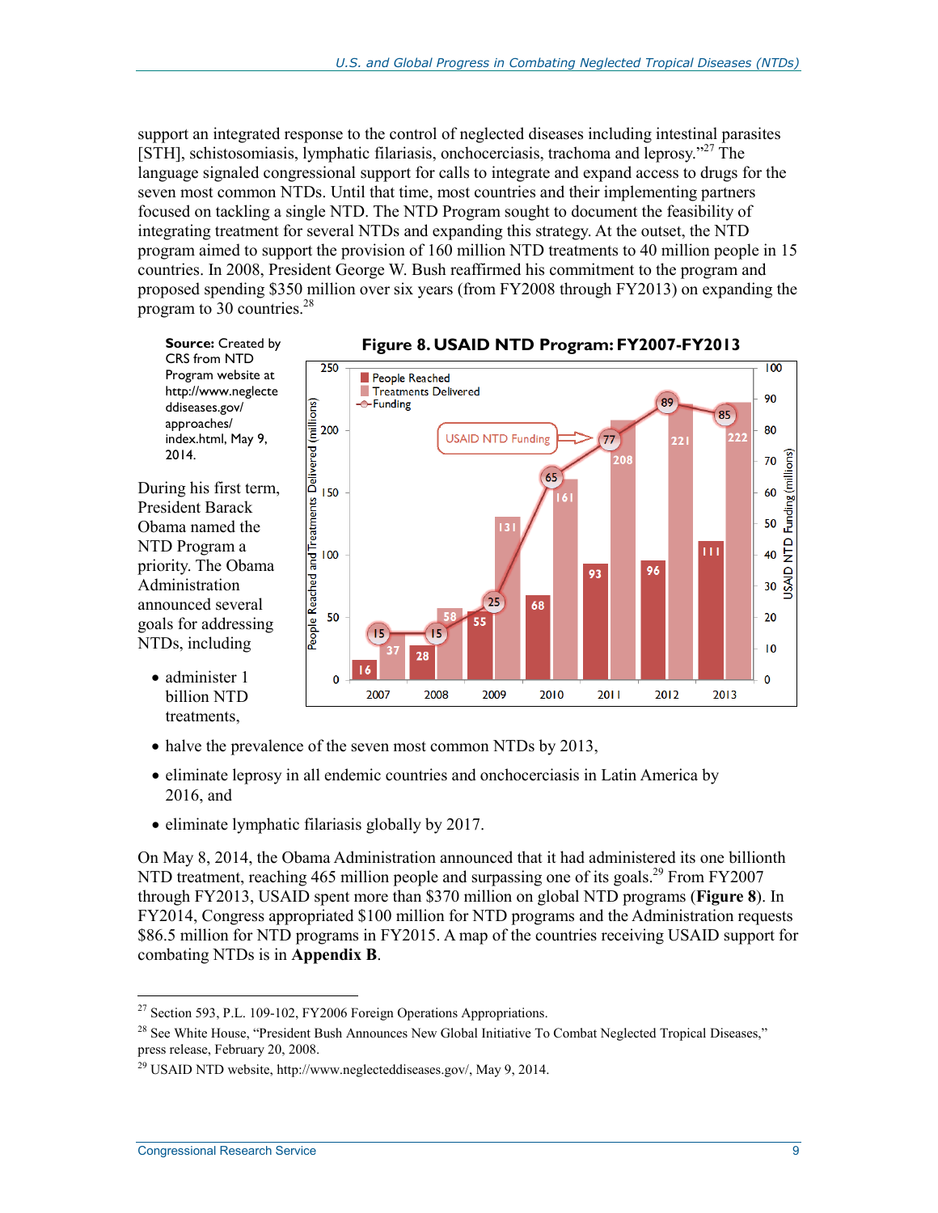support an integrated response to the control of neglected diseases including intestinal parasites [STH], schistosomiasis, lymphatic filariasis, onchocerciasis, trachoma and leprosy."[27] The language signaled congressional support for calls to integrate and expand access to drugs for the seven most common NTDs. Until that time, most countries and their implementing partners focused on tackling a single NTD. The NTD Program sought to document the feasibility of integrating treatment for several NTDs and expanding this strategy. At the outset, the NTD program aimed to support the provision of 160 million NTD treatments to 40 million people in 15 countries. In 2008, President George W. Bush reaffirmed his commitment to the program and proposed spending $350 million over six years (from FY2008 through FY2013) on expanding the program to 30 countries.[28]

**Figure 8. USAID NTD Program: FY2007-FY2013**

| Year | People Reached (millions) | Treatments Delivered (millions) | USAID NTD Funding (millions) |
|---|---|---|---|
| 2007 | 16 | 37 | 15 |
| 2008 | 28 | 58 | 15 |
| 2009 | 55 | 131 | 25 |
| 2010 | 68 | 161 | 65 |
| 2011 | 93 | 208 | 77 |
| 2012 | 96 | 221 | 89 |
| 2013 | 111 | 222 | 85 |

**Source:** Created by CRS from NTD Program website at http://www.neglecteddiseases.gov/approaches/index.html, May 9, 2014.

During his first term, President Barack Obama named the NTD Program a priority. The Obama Administration announced several goals for addressing NTDs, including

- administer 1 billion NTD treatments,
- halve the prevalence of the seven most common NTDs by 2013,
- eliminate leprosy in all endemic countries and onchocerciasis in Latin America by 2016, and
- eliminate lymphatic filariasis globally by 2017.

On May 8, 2014, the Obama Administration announced that it had administered its one billionth NTD treatment, reaching 465 million people and surpassing one of its goals.[29] From FY2007 through FY2013, USAID spent more than $370 million on global NTD programs (**Figure 8**). In FY2014, Congress appropriated $100 million for NTD programs and the Administration requests $86.5 million for NTD programs in FY2015. A map of the countries receiving USAID support for combating NTDs is in **Appendix B**.

---

[27] Section 593, P.L. 109-102, FY2006 Foreign Operations Appropriations.

[28] See White House, "President Bush Announces New Global Initiative To Combat Neglected Tropical Diseases," press release, February 20, 2008.

[29] USAID NTD website, http://www.neglecteddiseases.gov/, May 9, 2014.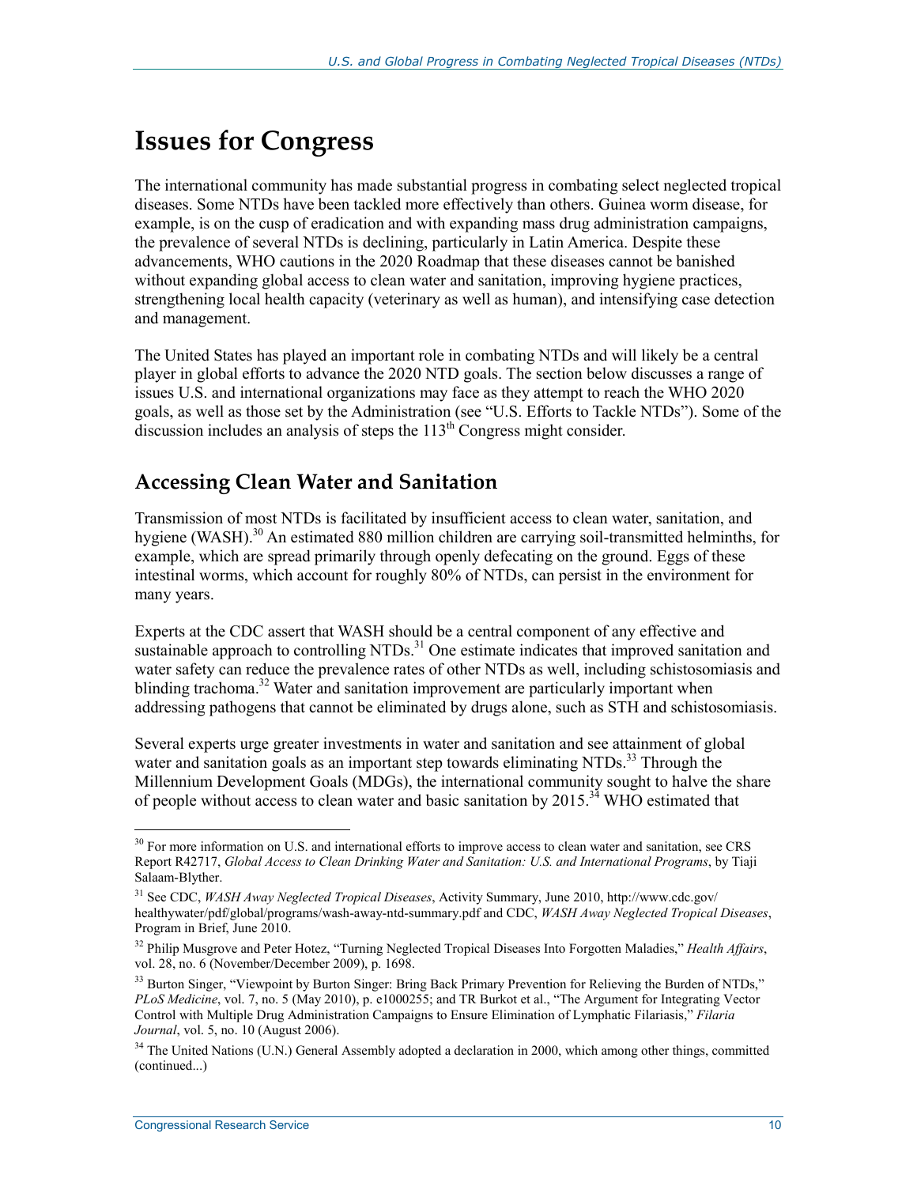# Issues for Congress

The international community has made substantial progress in combating select neglected tropical diseases. Some NTDs have been tackled more effectively than others. Guinea worm disease, for example, is on the cusp of eradication and with expanding mass drug administration campaigns, the prevalence of several NTDs is declining, particularly in Latin America. Despite these advancements, WHO cautions in the 2020 Roadmap that these diseases cannot be banished without expanding global access to clean water and sanitation, improving hygiene practices, strengthening local health capacity (veterinary as well as human), and intensifying case detection and management.

The United States has played an important role in combating NTDs and will likely be a central player in global efforts to advance the 2020 NTD goals. The section below discusses a range of issues U.S. and international organizations may face as they attempt to reach the WHO 2020 goals, as well as those set by the Administration (see "U.S. Efforts to Tackle NTDs"). Some of the discussion includes an analysis of steps the 113th Congress might consider.

## Accessing Clean Water and Sanitation

Transmission of most NTDs is facilitated by insufficient access to clean water, sanitation, and hygiene (WASH).[30] An estimated 880 million children are carrying soil-transmitted helminths, for example, which are spread primarily through openly defecating on the ground. Eggs of these intestinal worms, which account for roughly 80% of NTDs, can persist in the environment for many years.

Experts at the CDC assert that WASH should be a central component of any effective and sustainable approach to controlling NTDs.[31] One estimate indicates that improved sanitation and water safety can reduce the prevalence rates of other NTDs as well, including schistosomiasis and blinding trachoma.[32] Water and sanitation improvement are particularly important when addressing pathogens that cannot be eliminated by drugs alone, such as STH and schistosomiasis.

Several experts urge greater investments in water and sanitation and see attainment of global water and sanitation goals as an important step towards eliminating NTDs.[33] Through the Millennium Development Goals (MDGs), the international community sought to halve the share of people without access to clean water and basic sanitation by 2015.[34] WHO estimated that

---

[30] For more information on U.S. and international efforts to improve access to clean water and sanitation, see CRS Report R42717, *Global Access to Clean Drinking Water and Sanitation: U.S. and International Programs*, by Tiaji Salaam-Blyther.

[31] See CDC, *WASH Away Neglected Tropical Diseases*, Activity Summary, June 2010, http://www.cdc.gov/healthywater/pdf/global/programs/wash-away-ntd-summary.pdf and CDC, *WASH Away Neglected Tropical Diseases*, Program in Brief, June 2010.

[32] Philip Musgrove and Peter Hotez, "Turning Neglected Tropical Diseases Into Forgotten Maladies," *Health Affairs*, vol. 28, no. 6 (November/December 2009), p. 1698.

[33] Burton Singer, "Viewpoint by Burton Singer: Bring Back Primary Prevention for Relieving the Burden of NTDs," *PLoS Medicine*, vol. 7, no. 5 (May 2010), p. e1000255; and TR Burkot et al., "The Argument for Integrating Vector Control with Multiple Drug Administration Campaigns to Ensure Elimination of Lymphatic Filariasis," *Filaria Journal*, vol. 5, no. 10 (August 2006).

[34] The United Nations (U.N.) General Assembly adopted a declaration in 2000, which among other things, committed (continued...)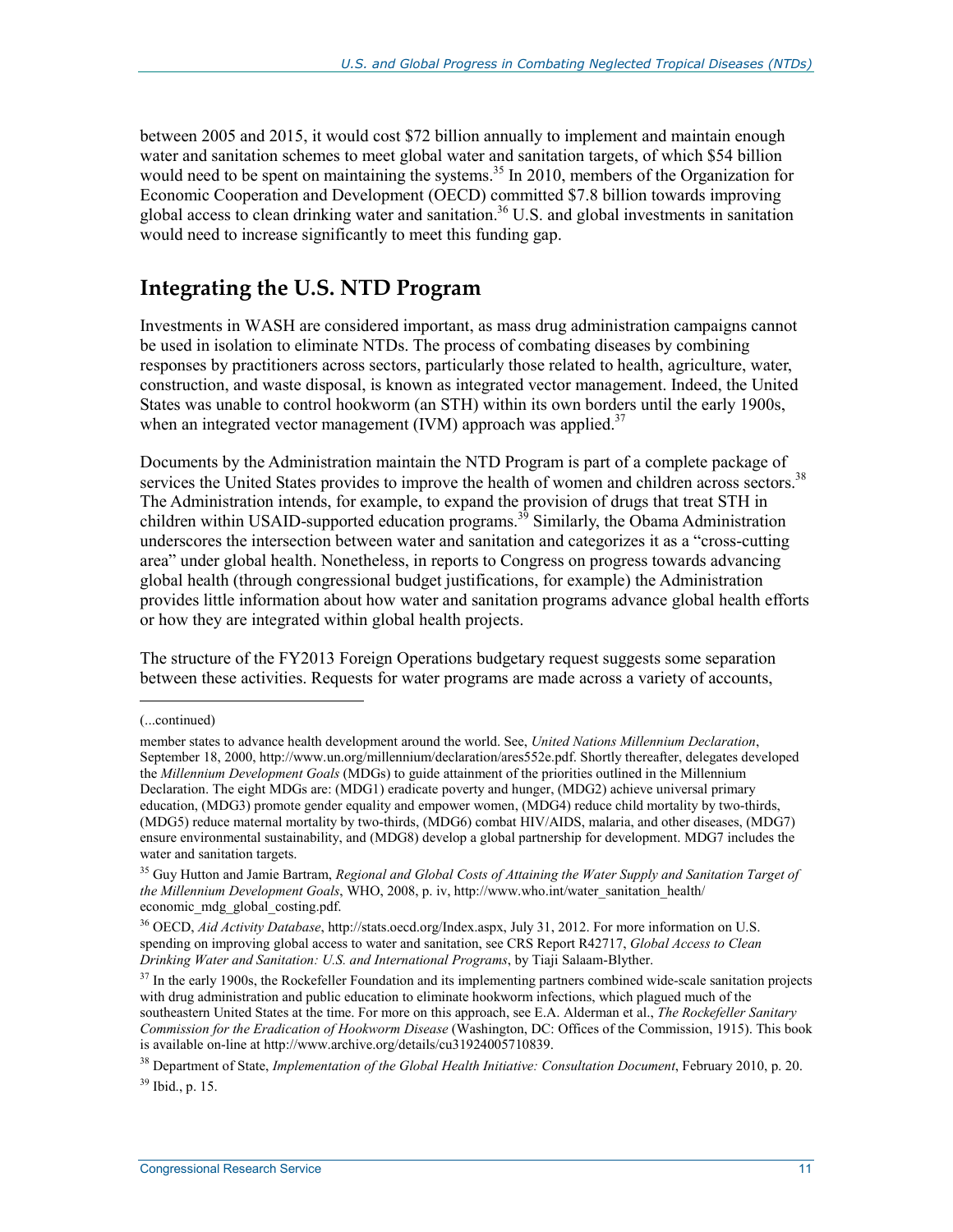between 2005 and 2015, it would cost $72 billion annually to implement and maintain enough water and sanitation schemes to meet global water and sanitation targets, of which $54 billion would need to be spent on maintaining the systems.[35] In 2010, members of the Organization for Economic Cooperation and Development (OECD) committed $7.8 billion towards improving global access to clean drinking water and sanitation.[36] U.S. and global investments in sanitation would need to increase significantly to meet this funding gap.

## Integrating the U.S. NTD Program

Investments in WASH are considered important, as mass drug administration campaigns cannot be used in isolation to eliminate NTDs. The process of combating diseases by combining responses by practitioners across sectors, particularly those related to health, agriculture, water, construction, and waste disposal, is known as integrated vector management. Indeed, the United States was unable to control hookworm (an STH) within its own borders until the early 1900s, when an integrated vector management (IVM) approach was applied.[37]

Documents by the Administration maintain the NTD Program is part of a complete package of services the United States provides to improve the health of women and children across sectors.[38] The Administration intends, for example, to expand the provision of drugs that treat STH in children within USAID-supported education programs.[39] Similarly, the Obama Administration underscores the intersection between water and sanitation and categorizes it as a "cross-cutting area" under global health. Nonetheless, in reports to Congress on progress towards advancing global health (through congressional budget justifications, for example) the Administration provides little information about how water and sanitation programs advance global health efforts or how they are integrated within global health projects.

The structure of the FY2013 Foreign Operations budgetary request suggests some separation between these activities. Requests for water programs are made across a variety of accounts,

---

(...continued)

member states to advance health development around the world. See, *United Nations Millennium Declaration*, September 18, 2000, http://www.un.org/millennium/declaration/ares552e.pdf. Shortly thereafter, delegates developed the *Millennium Development Goals* (MDGs) to guide attainment of the priorities outlined in the Millennium Declaration. The eight MDGs are: (MDG1) eradicate poverty and hunger, (MDG2) achieve universal primary education, (MDG3) promote gender equality and empower women, (MDG4) reduce child mortality by two-thirds, (MDG5) reduce maternal mortality by two-thirds, (MDG6) combat HIV/AIDS, malaria, and other diseases, (MDG7) ensure environmental sustainability, and (MDG8) develop a global partnership for development. MDG7 includes the water and sanitation targets.

[35] Guy Hutton and Jamie Bartram, *Regional and Global Costs of Attaining the Water Supply and Sanitation Target of the Millennium Development Goals*, WHO, 2008, p. iv, http://www.who.int/water_sanitation_health/economic_mdg_global_costing.pdf.

[36] OECD, *Aid Activity Database*, http://stats.oecd.org/Index.aspx, July 31, 2012. For more information on U.S. spending on improving global access to water and sanitation, see CRS Report R42717, *Global Access to Clean Drinking Water and Sanitation: U.S. and International Programs*, by Tiaji Salaam-Blyther.

[37] In the early 1900s, the Rockefeller Foundation and its implementing partners combined wide-scale sanitation projects with drug administration and public education to eliminate hookworm infections, which plagued much of the southeastern United States at the time. For more on this approach, see E.A. Alderman et al., *The Rockefeller Sanitary Commission for the Eradication of Hookworm Disease* (Washington, DC: Offices of the Commission, 1915). This book is available on-line at http://www.archive.org/details/cu31924005710839.

[38] Department of State, *Implementation of the Global Health Initiative: Consultation Document*, February 2010, p. 20.

[39] Ibid., p. 15.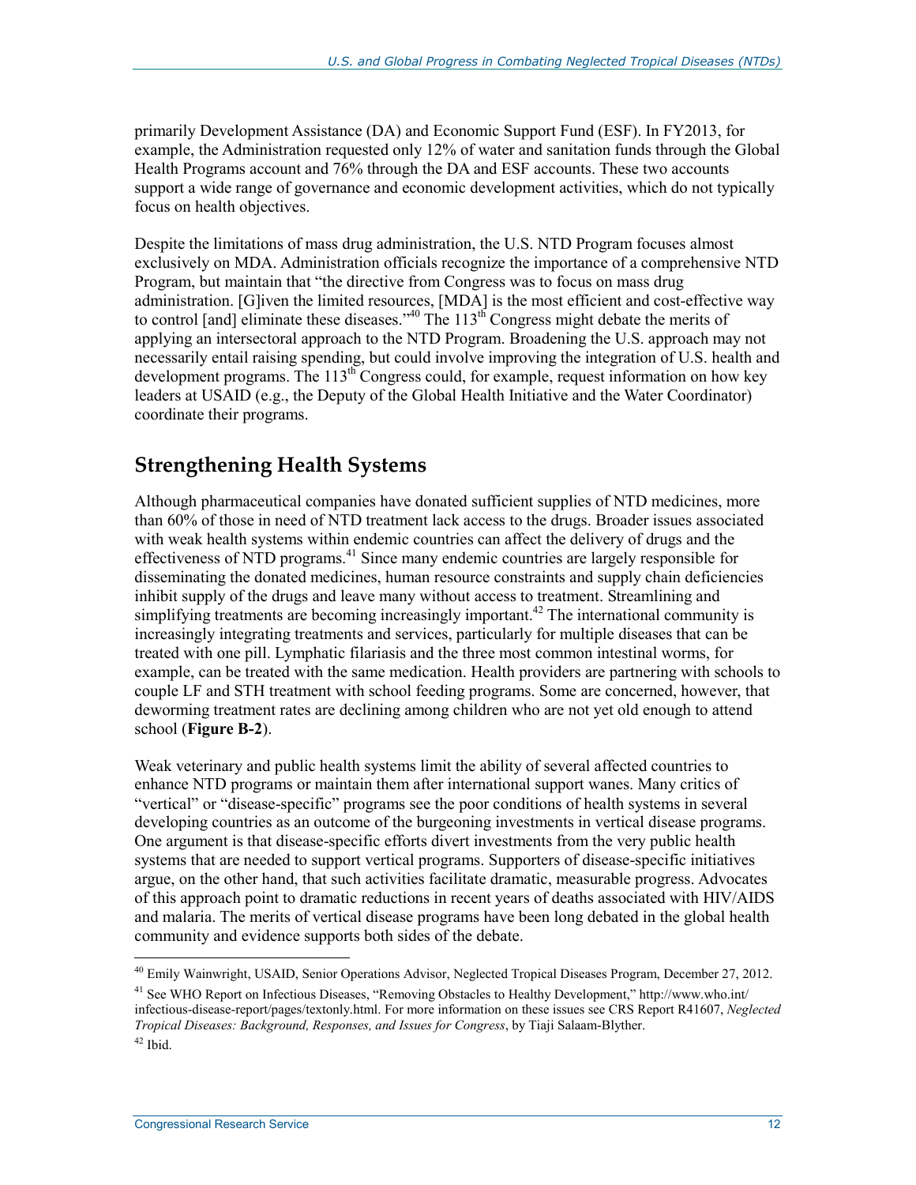primarily Development Assistance (DA) and Economic Support Fund (ESF). In FY2013, for example, the Administration requested only 12% of water and sanitation funds through the Global Health Programs account and 76% through the DA and ESF accounts. These two accounts support a wide range of governance and economic development activities, which do not typically focus on health objectives.

Despite the limitations of mass drug administration, the U.S. NTD Program focuses almost exclusively on MDA. Administration officials recognize the importance of a comprehensive NTD Program, but maintain that "the directive from Congress was to focus on mass drug administration. [G]iven the limited resources, [MDA] is the most efficient and cost-effective way to control [and] eliminate these diseases."[40] The 113th Congress might debate the merits of applying an intersectoral approach to the NTD Program. Broadening the U.S. approach may not necessarily entail raising spending, but could involve improving the integration of U.S. health and development programs. The 113th Congress could, for example, request information on how key leaders at USAID (e.g., the Deputy of the Global Health Initiative and the Water Coordinator) coordinate their programs.

## Strengthening Health Systems

Although pharmaceutical companies have donated sufficient supplies of NTD medicines, more than 60% of those in need of NTD treatment lack access to the drugs. Broader issues associated with weak health systems within endemic countries can affect the delivery of drugs and the effectiveness of NTD programs.[41] Since many endemic countries are largely responsible for disseminating the donated medicines, human resource constraints and supply chain deficiencies inhibit supply of the drugs and leave many without access to treatment. Streamlining and simplifying treatments are becoming increasingly important.[42] The international community is increasingly integrating treatments and services, particularly for multiple diseases that can be treated with one pill. Lymphatic filariasis and the three most common intestinal worms, for example, can be treated with the same medication. Health providers are partnering with schools to couple LF and STH treatment with school feeding programs. Some are concerned, however, that deworming treatment rates are declining among children who are not yet old enough to attend school (**Figure B-2**).

Weak veterinary and public health systems limit the ability of several affected countries to enhance NTD programs or maintain them after international support wanes. Many critics of "vertical" or "disease-specific" programs see the poor conditions of health systems in several developing countries as an outcome of the burgeoning investments in vertical disease programs. One argument is that disease-specific efforts divert investments from the very public health systems that are needed to support vertical programs. Supporters of disease-specific initiatives argue, on the other hand, that such activities facilitate dramatic, measurable progress. Advocates of this approach point to dramatic reductions in recent years of deaths associated with HIV/AIDS and malaria. The merits of vertical disease programs have been long debated in the global health community and evidence supports both sides of the debate.

---

[40] Emily Wainwright, USAID, Senior Operations Advisor, Neglected Tropical Diseases Program, December 27, 2012.

[41] See WHO Report on Infectious Diseases, "Removing Obstacles to Healthy Development," http://www.who.int/infectious-disease-report/pages/textonly.html. For more information on these issues see CRS Report R41607, *Neglected Tropical Diseases: Background, Responses, and Issues for Congress*, by Tiaji Salaam-Blyther.

[42] Ibid.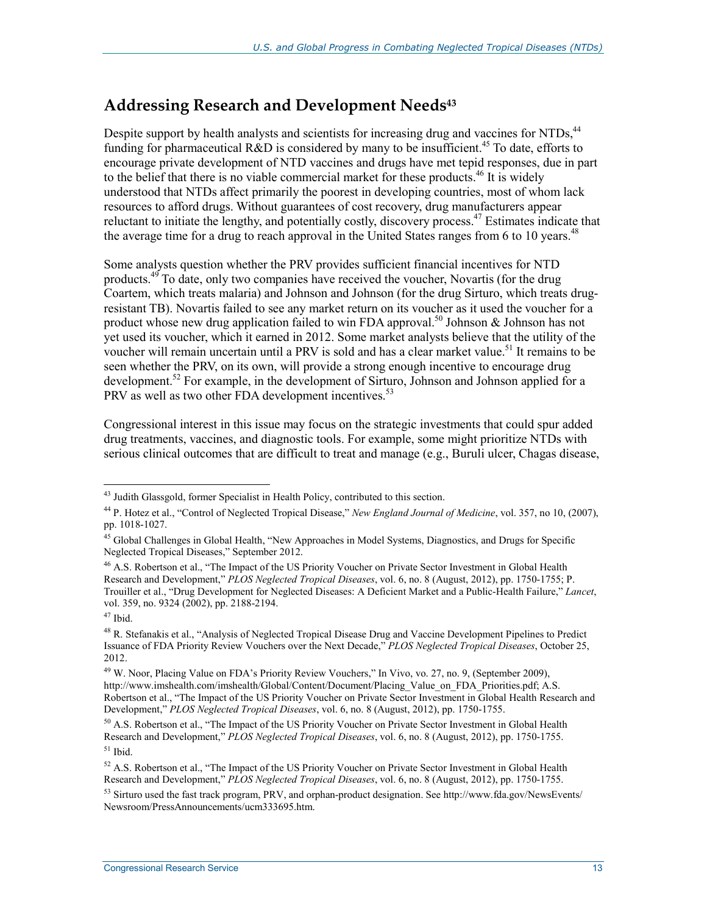## Addressing Research and Development Needs[43]

Despite support by health analysts and scientists for increasing drug and vaccines for NTDs,[44] funding for pharmaceutical R&D is considered by many to be insufficient.[45] To date, efforts to encourage private development of NTD vaccines and drugs have met tepid responses, due in part to the belief that there is no viable commercial market for these products.[46] It is widely understood that NTDs affect primarily the poorest in developing countries, most of whom lack resources to afford drugs. Without guarantees of cost recovery, drug manufacturers appear reluctant to initiate the lengthy, and potentially costly, discovery process.[47] Estimates indicate that the average time for a drug to reach approval in the United States ranges from 6 to 10 years.[48]

Some analysts question whether the PRV provides sufficient financial incentives for NTD products.[49] To date, only two companies have received the voucher, Novartis (for the drug Coartem, which treats malaria) and Johnson and Johnson (for the drug Sirturo, which treats drug-resistant TB). Novartis failed to see any market return on its voucher as it used the voucher for a product whose new drug application failed to win FDA approval.[50] Johnson & Johnson has not yet used its voucher, which it earned in 2012. Some market analysts believe that the utility of the voucher will remain uncertain until a PRV is sold and has a clear market value.[51] It remains to be seen whether the PRV, on its own, will provide a strong enough incentive to encourage drug development.[52] For example, in the development of Sirturo, Johnson and Johnson applied for a PRV as well as two other FDA development incentives.[53]

Congressional interest in this issue may focus on the strategic investments that could spur added drug treatments, vaccines, and diagnostic tools. For example, some might prioritize NTDs with serious clinical outcomes that are difficult to treat and manage (e.g., Buruli ulcer, Chagas disease,

---

[43] Judith Glassgold, former Specialist in Health Policy, contributed to this section.

[44] P. Hotez et al., "Control of Neglected Tropical Disease," *New England Journal of Medicine*, vol. 357, no 10, (2007), pp. 1018-1027.

[45] Global Challenges in Global Health, "New Approaches in Model Systems, Diagnostics, and Drugs for Specific Neglected Tropical Diseases," September 2012.

[46] A.S. Robertson et al., "The Impact of the US Priority Voucher on Private Sector Investment in Global Health Research and Development," *PLOS Neglected Tropical Diseases*, vol. 6, no. 8 (August, 2012), pp. 1750-1755; P. Trouiller et al., "Drug Development for Neglected Diseases: A Deficient Market and a Public-Health Failure," *Lancet*, vol. 359, no. 9324 (2002), pp. 2188-2194.

[47] Ibid.

[48] R. Stefanakis et al., "Analysis of Neglected Tropical Disease Drug and Vaccine Development Pipelines to Predict Issuance of FDA Priority Review Vouchers over the Next Decade," *PLOS Neglected Tropical Diseases*, October 25, 2012.

[49] W. Noor, Placing Value on FDA's Priority Review Vouchers," In Vivo, vo. 27, no. 9, (September 2009), http://www.imshealth.com/imshealth/Global/Content/Document/Placing_Value_on_FDA_Priorities.pdf; A.S. Robertson et al., "The Impact of the US Priority Voucher on Private Sector Investment in Global Health Research and Development," *PLOS Neglected Tropical Diseases*, vol. 6, no. 8 (August, 2012), pp. 1750-1755.

[50] A.S. Robertson et al., "The Impact of the US Priority Voucher on Private Sector Investment in Global Health Research and Development," *PLOS Neglected Tropical Diseases*, vol. 6, no. 8 (August, 2012), pp. 1750-1755.

[51] Ibid.

[52] A.S. Robertson et al., "The Impact of the US Priority Voucher on Private Sector Investment in Global Health Research and Development," *PLOS Neglected Tropical Diseases*, vol. 6, no. 8 (August, 2012), pp. 1750-1755.

[53] Sirturo used the fast track program, PRV, and orphan-product designation. See http://www.fda.gov/NewsEvents/Newsroom/PressAnnouncements/ucm333695.htm.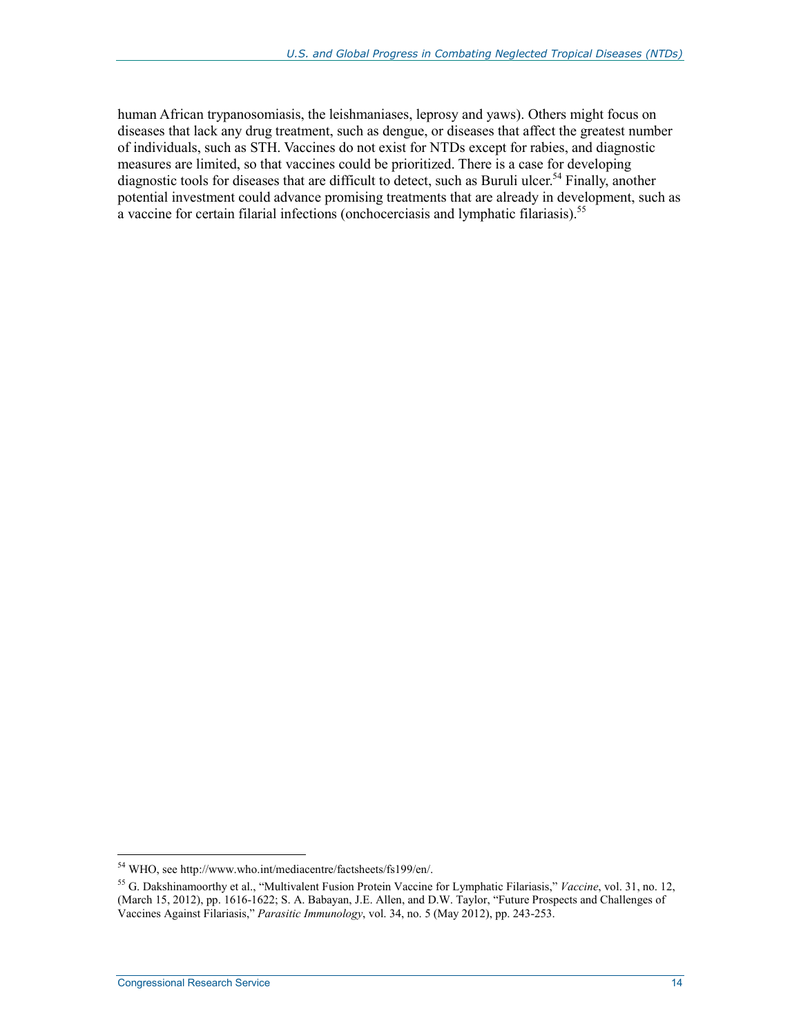human African trypanosomiasis, the leishmaniases, leprosy and yaws). Others might focus on diseases that lack any drug treatment, such as dengue, or diseases that affect the greatest number of individuals, such as STH. Vaccines do not exist for NTDs except for rabies, and diagnostic measures are limited, so that vaccines could be prioritized. There is a case for developing diagnostic tools for diseases that are difficult to detect, such as Buruli ulcer.[54] Finally, another potential investment could advance promising treatments that are already in development, such as a vaccine for certain filarial infections (onchocerciasis and lymphatic filariasis).[55]

---

[54] WHO, see http://www.who.int/mediacentre/factsheets/fs199/en/.

[55] G. Dakshinamoorthy et al., "Multivalent Fusion Protein Vaccine for Lymphatic Filariasis," *Vaccine*, vol. 31, no. 12, (March 15, 2012), pp. 1616-1622; S. A. Babayan, J.E. Allen, and D.W. Taylor, "Future Prospects and Challenges of Vaccines Against Filariasis," *Parasitic Immunology*, vol. 34, no. 5 (May 2012), pp. 243-253.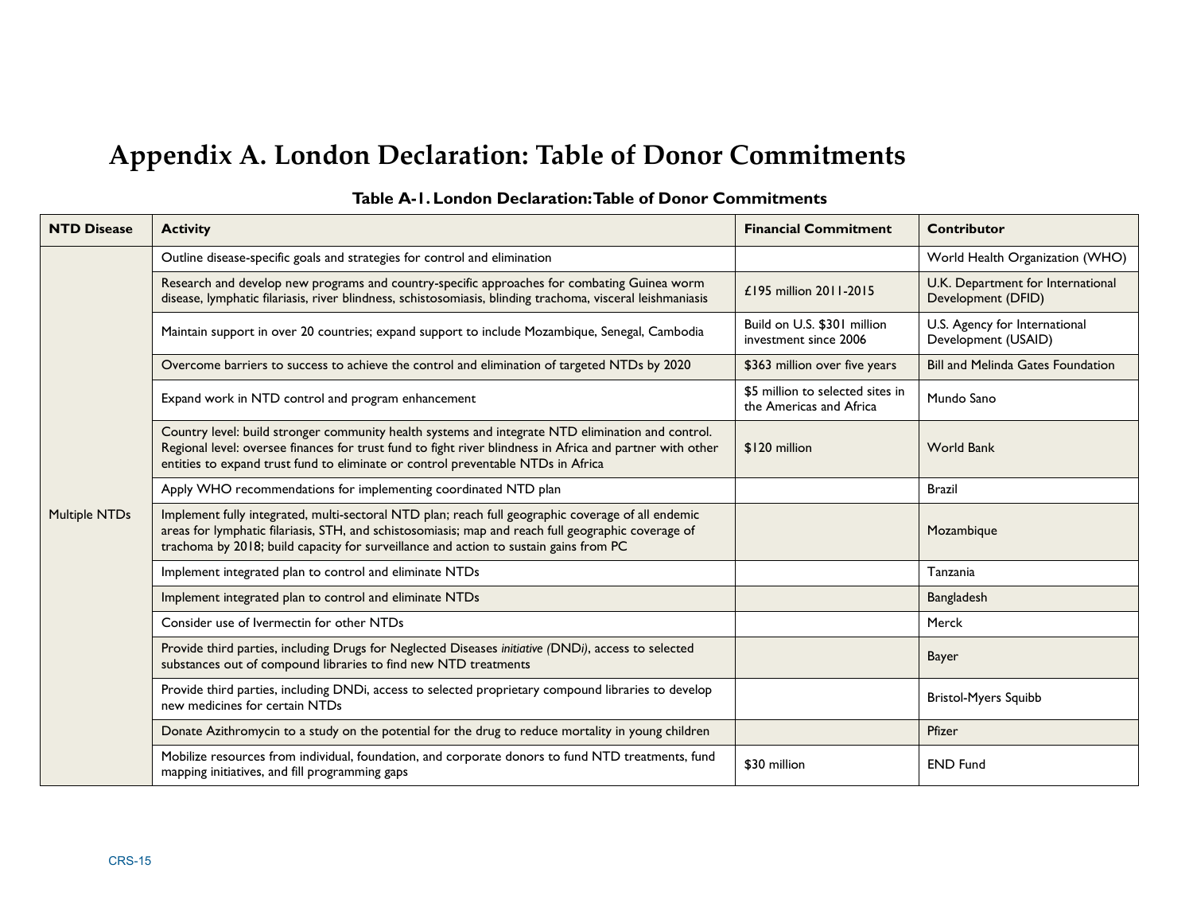# Appendix A. London Declaration: Table of Donor Commitments

**Table A-1. London Declaration: Table of Donor Commitments**

| NTD Disease | Activity | Financial Commitment | Contributor |
|---|---|---|---|
| Multiple NTDs | Outline disease-specific goals and strategies for control and elimination | | World Health Organization (WHO) |
| | Research and develop new programs and country-specific approaches for combating Guinea worm disease, lymphatic filariasis, river blindness, schistosomiasis, blinding trachoma, visceral leishmaniasis | £195 million 2011-2015 | U.K. Department for International Development (DFID) |
| | Maintain support in over 20 countries; expand support to include Mozambique, Senegal, Cambodia | Build on U.S. $301 million investment since 2006 | U.S. Agency for International Development (USAID) |
| | Overcome barriers to success to achieve the control and elimination of targeted NTDs by 2020 | $363 million over five years | Bill and Melinda Gates Foundation |
| | Expand work in NTD control and program enhancement | $5 million to selected sites in the Americas and Africa | Mundo Sano |
| | Country level: build stronger community health systems and integrate NTD elimination and control. Regional level: oversee finances for trust fund to fight river blindness in Africa and partner with other entities to expand trust fund to eliminate or control preventable NTDs in Africa | $120 million | World Bank |
| | Apply WHO recommendations for implementing coordinated NTD plan | | Brazil |
| | Implement fully integrated, multi-sectoral NTD plan; reach full geographic coverage of all endemic areas for lymphatic filariasis, STH, and schistosomiasis; map and reach full geographic coverage of trachoma by 2018; build capacity for surveillance and action to sustain gains from PC | | Mozambique |
| | Implement integrated plan to control and eliminate NTDs | | Tanzania |
| | Implement integrated plan to control and eliminate NTDs | | Bangladesh |
| | Consider use of Ivermectin for other NTDs | | Merck |
| | Provide third parties, including Drugs for Neglected Diseases *initiative* (DND*i*), access to selected substances out of compound libraries to find new NTD treatments | | Bayer |
| | Provide third parties, including DNDi, access to selected proprietary compound libraries to develop new medicines for certain NTDs | | Bristol-Myers Squibb |
| | Donate Azithromycin to a study on the potential for the drug to reduce mortality in young children | | Pfizer |
| | Mobilize resources from individual, foundation, and corporate donors to fund NTD treatments, fund mapping initiatives, and fill programming gaps | $30 million | END Fund |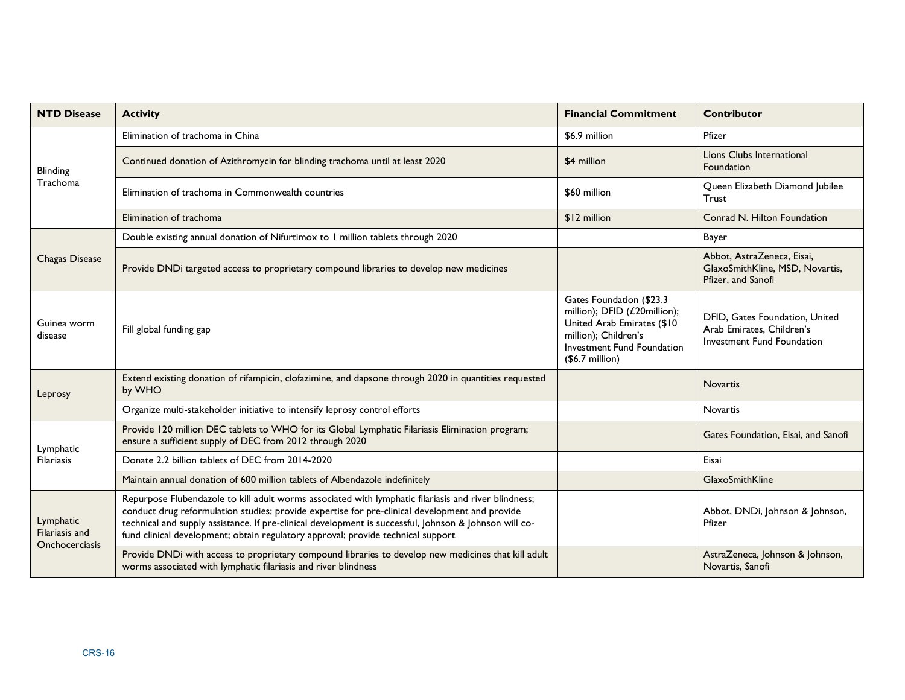| NTD Disease | Activity | Financial Commitment | Contributor |
| --- | --- | --- | --- |
| Blinding Trachoma | Elimination of trachoma in China | $6.9 million | Pfizer |
| | Continued donation of Azithromycin for blinding trachoma until at least 2020 | $4 million | Lions Clubs International Foundation |
| | Elimination of trachoma in Commonwealth countries | $60 million | Queen Elizabeth Diamond Jubilee Trust |
| | Elimination of trachoma | $12 million | Conrad N. Hilton Foundation |
| Chagas Disease | Double existing annual donation of Nifurtimox to 1 million tablets through 2020 | | Bayer |
| | Provide DNDi targeted access to proprietary compound libraries to develop new medicines | | Abbot, AstraZeneca, Eisai, GlaxoSmithKline, MSD, Novartis, Pfizer, and Sanofi |
| Guinea worm disease | Fill global funding gap | Gates Foundation ($23.3 million); DFID (£20million); United Arab Emirates ($10 million); Children's Investment Fund Foundation ($6.7 million) | DFID, Gates Foundation, United Arab Emirates, Children's Investment Fund Foundation |
| Leprosy | Extend existing donation of rifampicin, clofazimine, and dapsone through 2020 in quantities requested by WHO | | Novartis |
| | Organize multi-stakeholder initiative to intensify leprosy control efforts | | Novartis |
| Lymphatic Filariasis | Provide 120 million DEC tablets to WHO for its Global Lymphatic Filariasis Elimination program; ensure a sufficient supply of DEC from 2012 through 2020 | | Gates Foundation, Eisai, and Sanofi |
| | Donate 2.2 billion tablets of DEC from 2014-2020 | | Eisai |
| | Maintain annual donation of 600 million tablets of Albendazole indefinitely | | GlaxoSmithKline |
| Lymphatic Filariasis and Onchocerciasis | Repurpose Flubendazole to kill adult worms associated with lymphatic filariasis and river blindness; conduct drug reformulation studies; provide expertise for pre-clinical development and provide technical and supply assistance. If pre-clinical development is successful, Johnson & Johnson will co-fund clinical development; obtain regulatory approval; provide technical support | | Abbot, DNDi, Johnson & Johnson, Pfizer |
| | Provide DNDi with access to proprietary compound libraries to develop new medicines that kill adult worms associated with lymphatic filariasis and river blindness | | AstraZeneca, Johnson & Johnson, Novartis, Sanofi |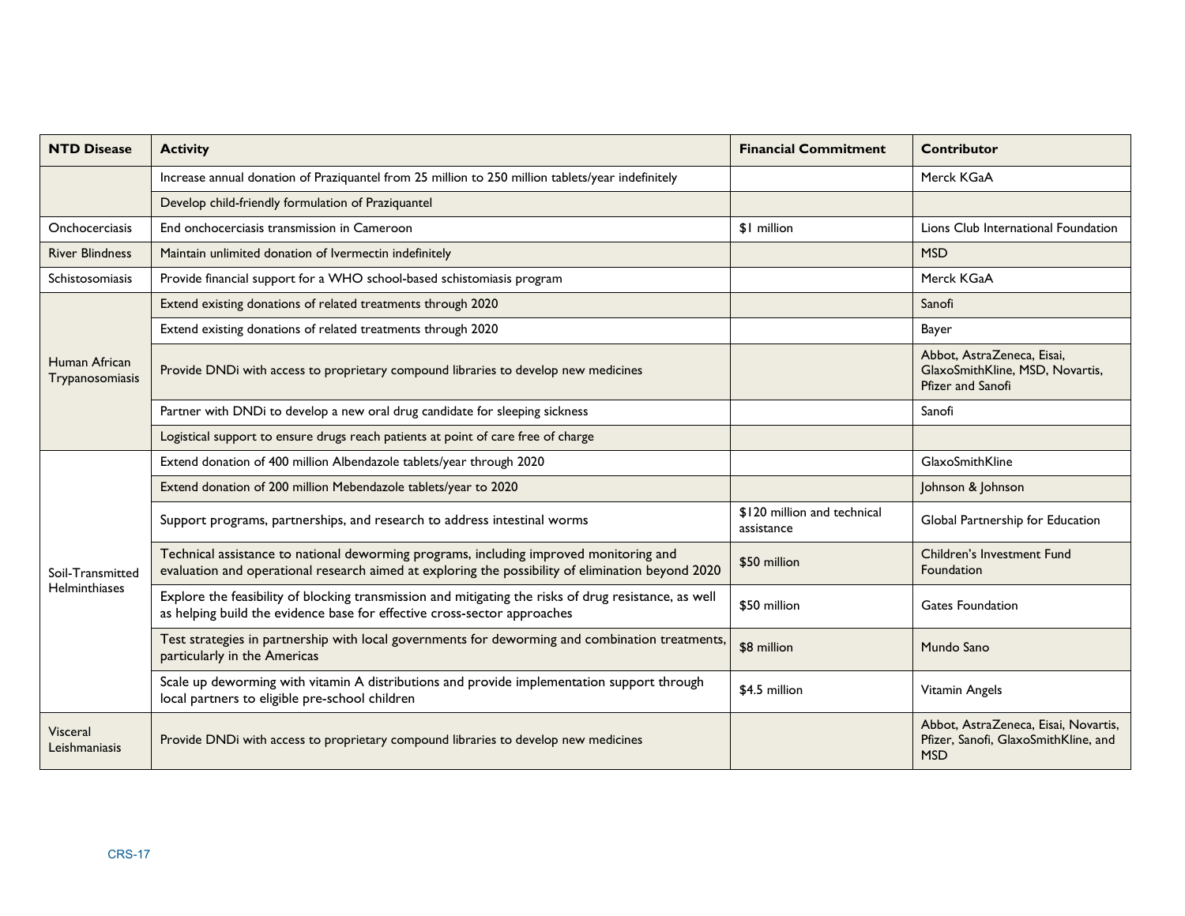| NTD Disease | Activity | Financial Commitment | Contributor |
| --- | --- | --- | --- |
| | Increase annual donation of Praziquantel from 25 million to 250 million tablets/year indefinitely | | Merck KGaA |
| | Develop child-friendly formulation of Praziquantel | | |
| Onchocerciasis | End onchocerciasis transmission in Cameroon | $1 million | Lions Club International Foundation |
| River Blindness | Maintain unlimited donation of Ivermectin indefinitely | | MSD |
| Schistosomiasis | Provide financial support for a WHO school-based schistomiasis program | | Merck KGaA |
| Human African Trypanosomiasis | Extend existing donations of related treatments through 2020 | | Sanofi |
| | Extend existing donations of related treatments through 2020 | | Bayer |
| | Provide DNDi with access to proprietary compound libraries to develop new medicines | | Abbot, AstraZeneca, Eisai, GlaxoSmithKline, MSD, Novartis, Pfizer and Sanofi |
| | Partner with DNDi to develop a new oral drug candidate for sleeping sickness | | Sanofi |
| | Logistical support to ensure drugs reach patients at point of care free of charge | | |
| Soil-Transmitted Helminthiases | Extend donation of 400 million Albendazole tablets/year through 2020 | | GlaxoSmithKline |
| | Extend donation of 200 million Mebendazole tablets/year to 2020 | | Johnson & Johnson |
| | Support programs, partnerships, and research to address intestinal worms | $120 million and technical assistance | Global Partnership for Education |
| | Technical assistance to national deworming programs, including improved monitoring and evaluation and operational research aimed at exploring the possibility of elimination beyond 2020 | $50 million | Children's Investment Fund Foundation |
| | Explore the feasibility of blocking transmission and mitigating the risks of drug resistance, as well as helping build the evidence base for effective cross-sector approaches | $50 million | Gates Foundation |
| | Test strategies in partnership with local governments for deworming and combination treatments, particularly in the Americas | $8 million | Mundo Sano |
| | Scale up deworming with vitamin A distributions and provide implementation support through local partners to eligible pre-school children | $4.5 million | Vitamin Angels |
| Visceral Leishmaniasis | Provide DNDi with access to proprietary compound libraries to develop new medicines | | Abbot, AstraZeneca, Eisai, Novartis, Pfizer, Sanofi, GlaxoSmithKline, and MSD |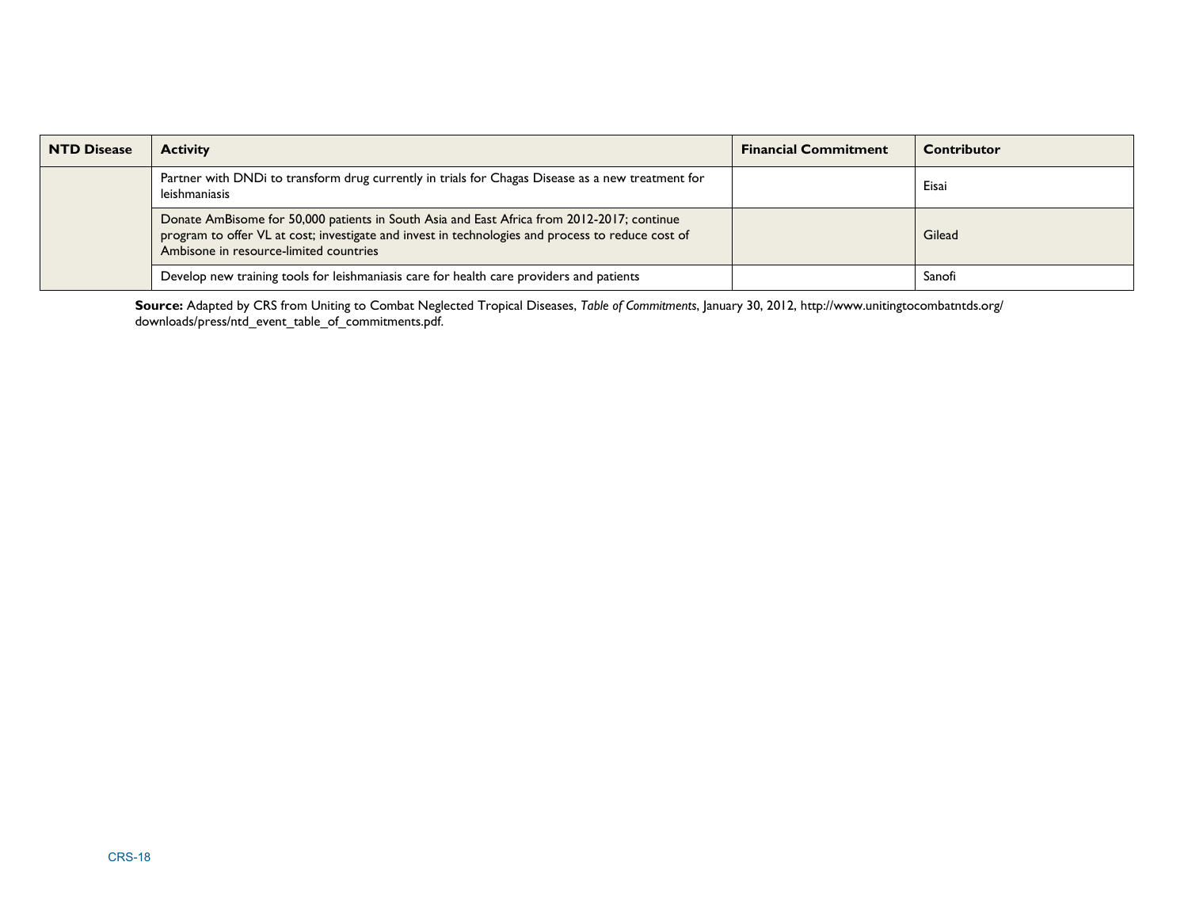| NTD Disease | Activity | Financial Commitment | Contributor |
|---|---|---|---|
| | Partner with DNDi to transform drug currently in trials for Chagas Disease as a new treatment for leishmaniasis | | Eisai |
| | Donate AmBisome for 50,000 patients in South Asia and East Africa from 2012-2017; continue program to offer VL at cost; investigate and invest in technologies and process to reduce cost of Ambisone in resource-limited countries | | Gilead |
| | Develop new training tools for leishmaniasis care for health care providers and patients | | Sanofi |

**Source:** Adapted by CRS from Uniting to Combat Neglected Tropical Diseases, *Table of Commitments*, January 30, 2012, http://www.unitingtocombatntds.org/downloads/press/ntd_event_table_of_commitments.pdf.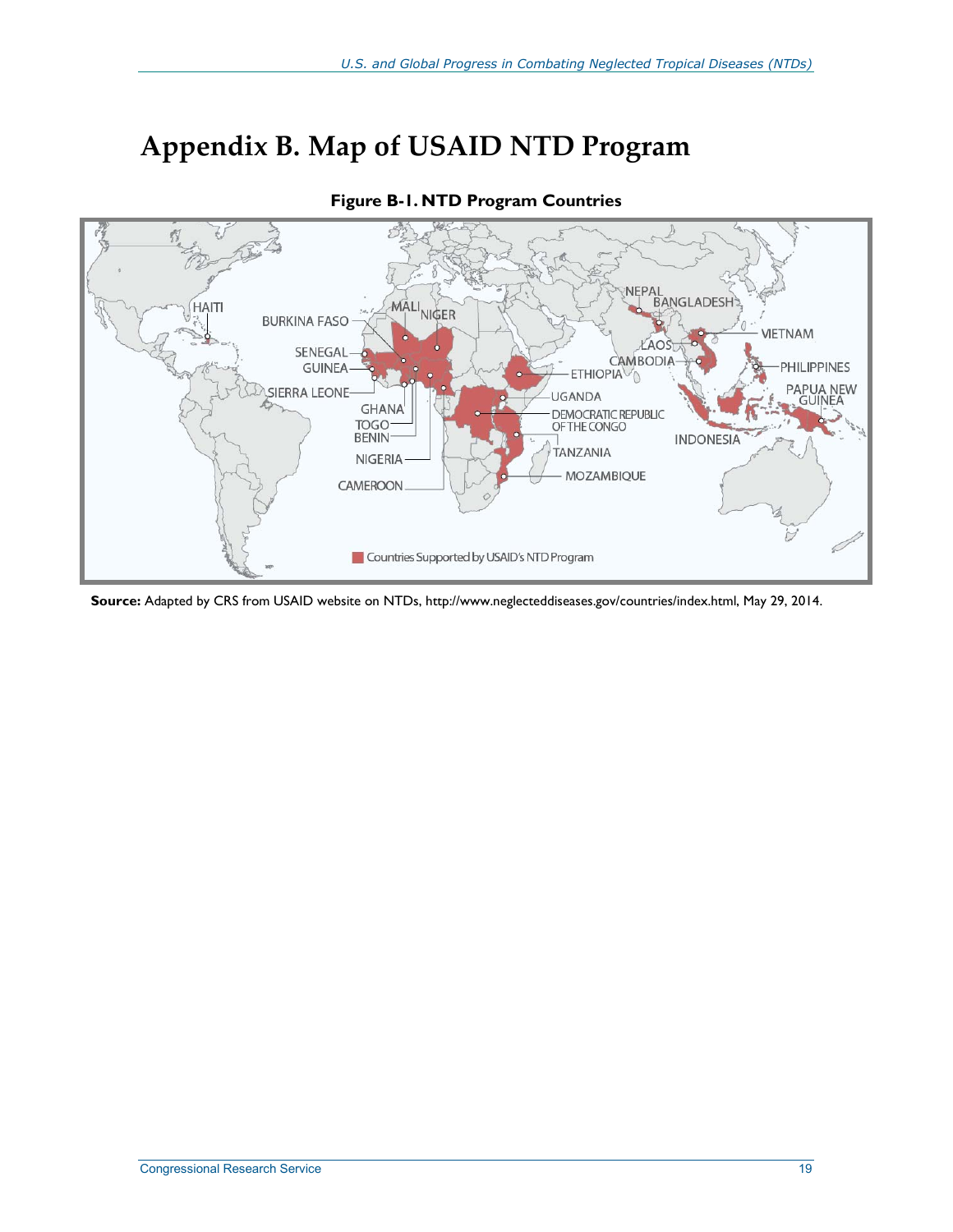# Appendix B. Map of USAID NTD Program

**Figure B-1. NTD Program Countries**

HAITI, BURKINA FASO, MALI, NIGER, SENEGAL, GUINEA, SIERRA LEONE, GHANA, TOGO, BENIN, NIGERIA, CAMEROON, ETHIOPIA, UGANDA, DEMOCRATIC REPUBLIC OF THE CONGO, TANZANIA, MOZAMBIQUE, NEPAL, BANGLADESH, LAOS, CAMBODIA, VIETNAM, PHILIPPINES, PAPUA NEW GUINEA, INDONESIA

Countries Supported by USAID's NTD Program

**Source:** Adapted by CRS from USAID website on NTDs, http://www.neglecteddiseases.gov/countries/index.html, May 29, 2014.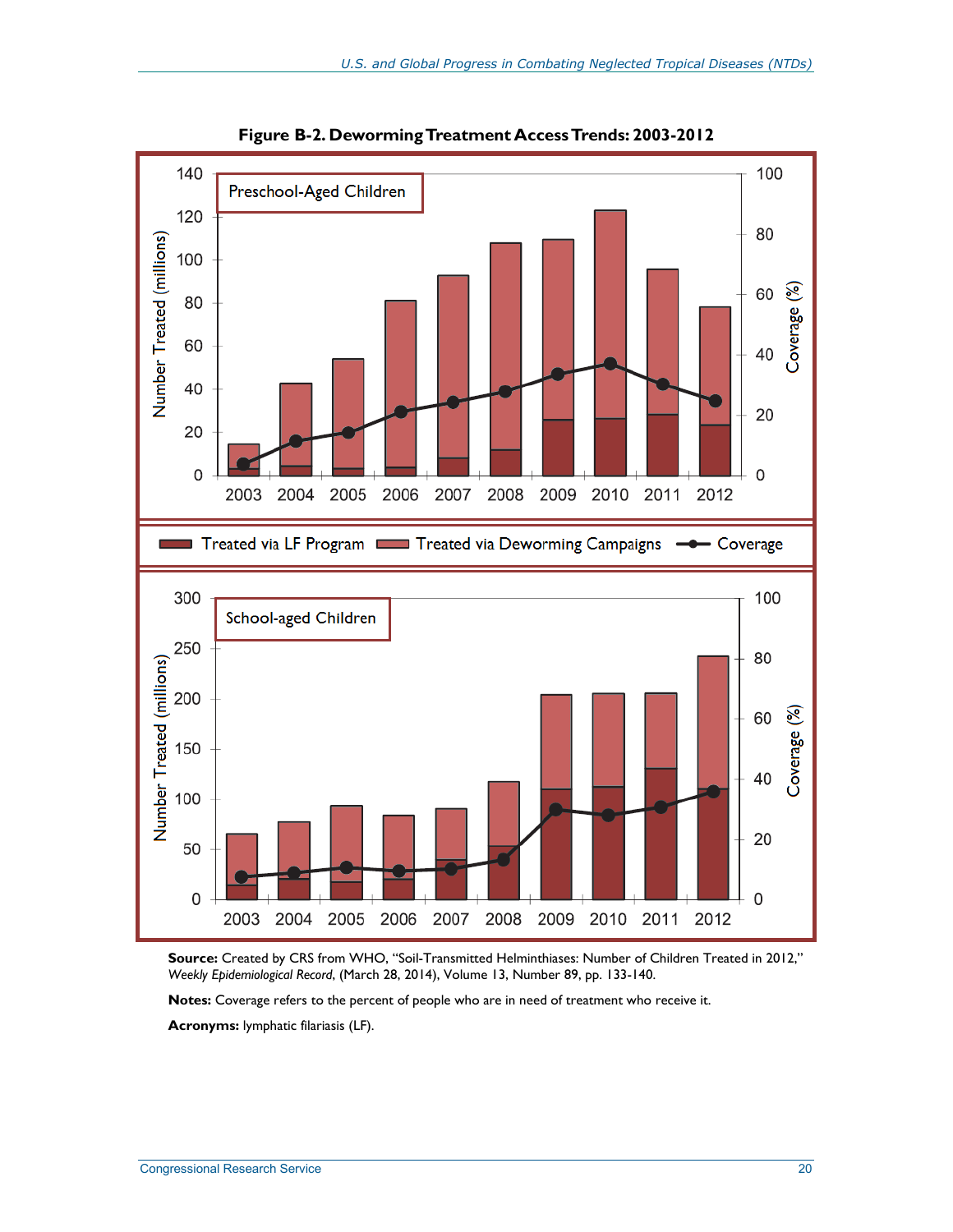**Figure B-2. Deworming Treatment Access Trends: 2003-2012**

**Source:** Created by CRS from WHO, "Soil-Transmitted Helminthiases: Number of Children Treated in 2012," *Weekly Epidemiological Record*, (March 28, 2014), Volume 13, Number 89, pp. 133-140.

**Notes:** Coverage refers to the percent of people who are in need of treatment who receive it.

**Acronyms:** lymphatic filariasis (LF).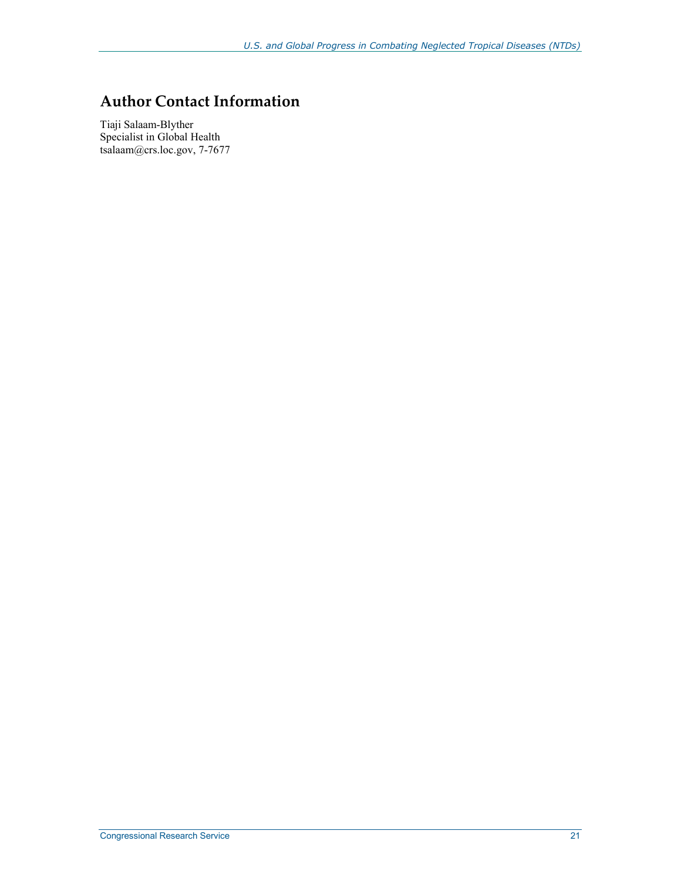## Author Contact Information

Tiaji Salaam-Blyther
Specialist in Global Health
tsalaam@crs.loc.gov, 7-7677